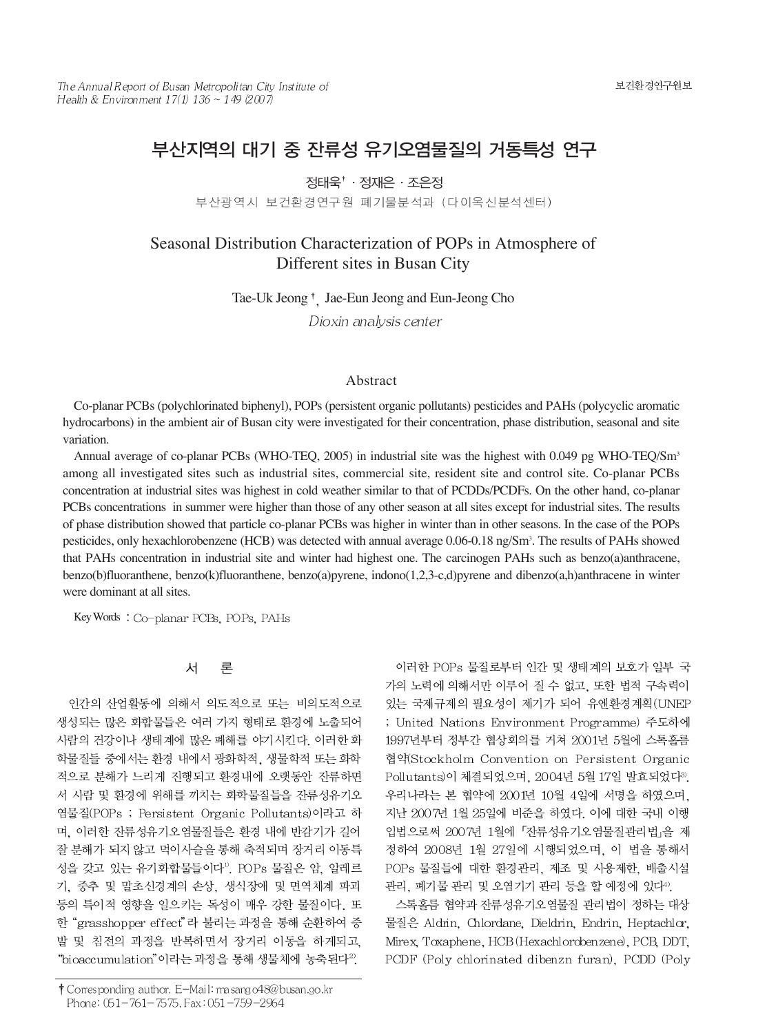# 부산지역의 대기 중 잔류성 유기오염물질의 거동특성 연구

정태욱† · 정재은 · 조은정

부산광역시 보건환경연구원 폐기물분석과 (다이옥신분석센터)

# Seasonal Distribution Characterization of POPs in Atmosphere of Different sites in Busan City

Tae-Uk Jeong †, Jae-Eun Jeong and Eun-Jeong Cho

*Dioxin analysis center*

## Abstract

Co-planar PCBs (polychlorinated biphenyl), POPs (persistent organic pollutants) pesticides and PAHs (polycyclic aromatic hydrocarbons) in the ambient air of Busan city were investigated for their concentration, phase distribution, seasonal and site variation.

Annual average of co-planar PCBs (WHO-TEQ, 2005) in industrial site was the highest with 0.049 pg WHO-TEQ/Sm$^3$ among all investigated sites such as industrial sites, commercial site, resident site and control site. Co-planar PCBs concentration at industrial sites was highest in cold weather similar to that of PCDDs/PCDFs. On the other hand, co-planar PCBs concentrations in summer were higher than those of any other season at all sites except for industrial sites. The results of phase distribution showed that particle co-planar PCBs was higher in winter than in other seasons. In the case of the POPs pesticides, only hexachlorobenzene (HCB) was detected with annual average 0.06-0.18 ng/Sm$^3$. The results of PAHs showed that PAHs concentration in industrial site and winter had highest one. The carcinogen PAHs such as benzo(a)anthracene, benzo(b)fluoranthene, benzo(k)fluoranthene, benzo(a)pyrene, indono(1,2,3-c,d)pyrene and dibenzo(a,h)anthracene in winter were dominant at all sites.

Key Words : Co-planar PCBs, POPs, PAHs

## 서 론

인간의 산업활동에 의해서 의도적으로 또는 비의도적으로 생성되는 많은 화합물들은 여러 가지 형태로 환경에 노출되어 사람의 건강이나 생태계에 많은 폐해를 야기시킨다. 이러한 화학물질들 중에서는 환경 내에서 광화학적, 생물학적 또는 화학적으로 분해가 느리게 진행되고 환경내에 오랫동안 잔류하면서 사람 및 환경에 위해를 끼치는 화학물질들을 잔류성유기오염물질(POPs ; Persistent Organic Pollutants)이라고 하며, 이러한 잔류성유기오염물질들은 환경 내에 반감기가 길어 잘 분해가 되지 않고 먹이사슬을 통해 축적되며 장거리 이동특성을 갖고 있는 유기화합물들이다[1]. POPs 물질은 암, 알레르기, 중추 및 말초신경계의 손상, 생식장애 및 면역체계 파괴 등의 특이적 영향을 일으키는 독성이 매우 강한 물질이다. 또한 "grasshopper effect"라 불리는 과정을 통해 순환하여 증발 및 침전의 과정을 반복하면서 장거리 이동을 하게되고, "bioaccumulation"이라는 과정을 통해 생물체에 농축된다[2].

이러한 POPs 물질로부터 인간 및 생태계의 보호가 일부 국가의 노력에 의해서만 이루어 질 수 없고, 또한 법적 구속력이 있는 국제규제의 필요성이 제기가 되어 유엔환경계획(UNEP ; United Nations Environment Programme) 주도하에 1997년부터 정부간 협상회의를 거쳐 2001년 5월에 스톡홀름협약(Stockholm Convention on Persistent Organic Pollutants)이 체결되었으며, 2004년 5월 17일 발효되었다[3]. 우리나라는 본 협약에 2001년 10월 4일에 서명을 하였으며, 지난 2007년 1월 25일에 비준을 하였다. 이에 대한 국내 이행입법으로써 2007년 1월에 「잔류성유기오염물질관리법」을 제정하여 2008년 1월 27일에 시행되었으며, 이 법을 통해서 POPs 물질들에 대한 환경관리, 제조 및 사용제한, 배출시설관리, 폐기물 관리 및 오염기기 관리 등을 할 예정에 있다[4].

스톡홀름 협약과 잔류성유기오염물질 관리법이 정하는 대상물질은 Aldrin, Chlordane, Dieldrin, Endrin, Heptachlor, Mirex, Toxaphene, HCB(Hexachlorobenzene), PCB, DDT, PCDF (Poly chlorinated dibenzn furan), PCDD (Poly

† Corresponding author. E-Mail: masango48@busan.go.kr
Phone: 051-761-7575, Fax: 051-759-2964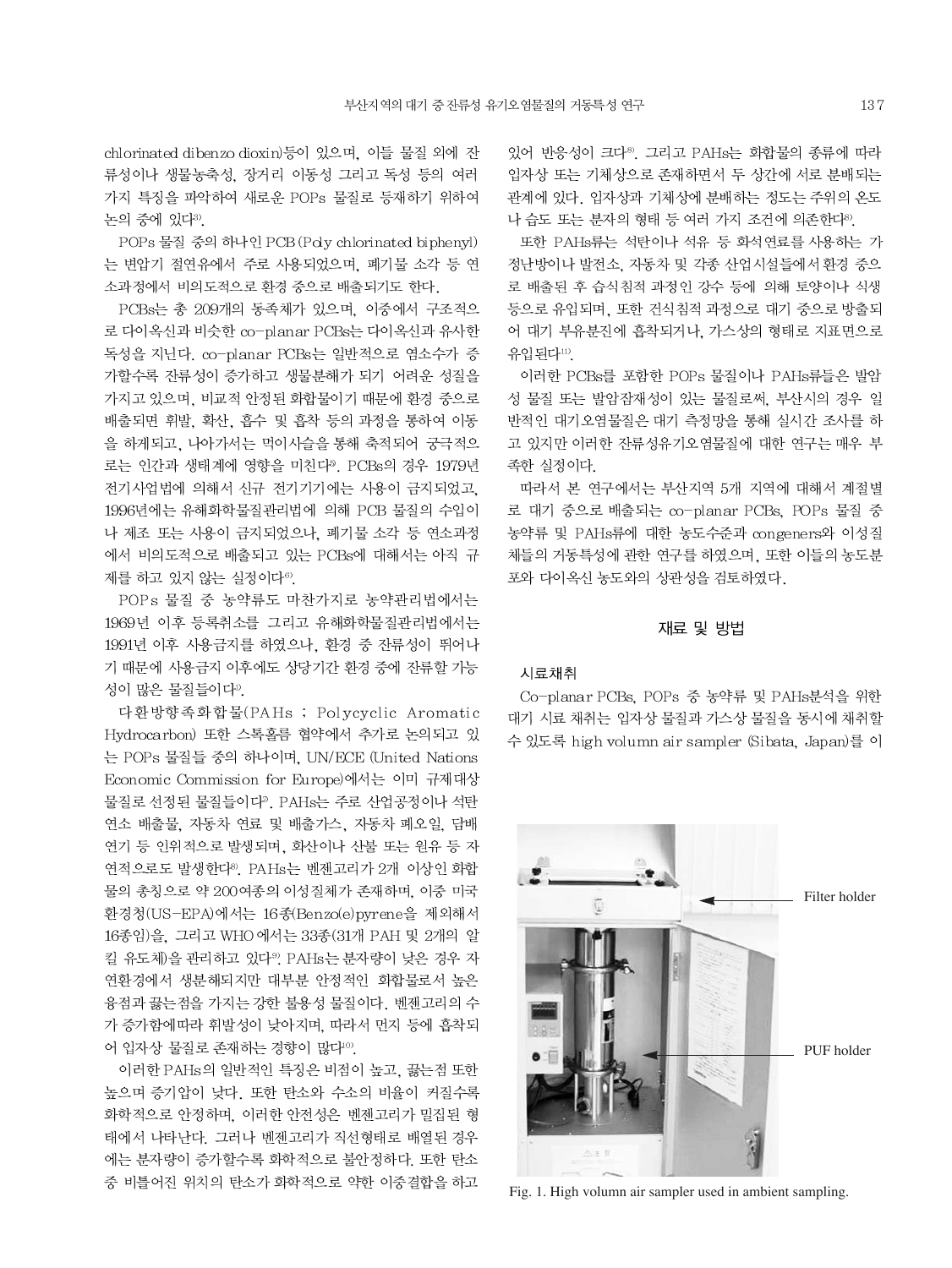chlorinated dibenzo dioxin)등이 있으며, 이들 물질 외에 잔류성이나 생물농축성, 장거리 이동성 그리고 독성 등의 여러 가지 특징을 파악하여 새로운 POPs 물질로 등재하기 위하여 논의 중에 있다[3].

POPs 물질 중의 하나인 PCB (Poly chlorinated biphenyl)는 변압기 절연유에서 주로 사용되었으며, 폐기물 소각 등 연소과정에서 비의도적으로 환경 중으로 배출되기도 한다.

PCBs는 총 209개의 동족체가 있으며, 이중에서 구조적으로 다이옥신과 비슷한 co-planar PCBs는 다이옥신과 유사한 독성을 지닌다. co-planar PCBs는 일반적으로 염소수가 증가할수록 잔류성이 증가하고 생물분해가 되기 어려운 성질을 가지고 있으며, 비교적 안정된 화합물이기 때문에 환경 중으로 배출되면 휘발, 확산, 흡수 및 흡착 등의 과정을 통하여 이동을 하게되고, 나아가서는 먹이사슬을 통해 축적되어 궁극적으로는 인간과 생태계에 영향을 미친다[5]. PCBs의 경우 1979년 전기사업법에 의해서 신규 전기기기에는 사용이 금지되었고, 1996년에는 유해화학물질관리법에 의해 PCB 물질의 수입이나 제조 또는 사용이 금지되었으나, 폐기물 소각 등 연소과정에서 비의도적으로 배출되고 있는 PCBs에 대해서는 아직 규제를 하고 있지 않는 실정이다[6].

POPs 물질 중 농약류도 마찬가지로 농약관리법에서는 1969년 이후 등록취소를 그리고 유해화학물질관리법에서는 1991년 이후 사용금지를 하였으나, 환경 중 잔류성이 뛰어나기 때문에 사용금지 이후에도 상당기간 환경 중에 잔류할 가능성이 많은 물질들이다[1].

다환방향족화합물(PAHs ; Polycyclic Aromatic Hydrocarbon) 또한 스톡홀름 협약에서 추가로 논의되고 있는 POPs 물질들 중의 하나이며, UN/ECE (United Nations Economic Commission for Europe)에서는 이미 규제대상 물질로 선정된 물질들이다[7]. PAHs는 주로 산업공정이나 석탄 연소 배출물, 자동차 연료 및 배출가스, 자동차 폐오일, 담배 연기 등 인위적으로 발생되며, 화산이나 산불 또는 원유 등 자연적으로도 발생한다[8]. PAHs는 벤젠고리가 2개 이상인 화합물의 총칭으로 약 200여종의 이성질체가 존재하며, 이중 미국 환경청(US-EPA)에서는 16종(Benzo(e)pyrene을 제외해서 16종임)을, 그리고 WHO 에서는 33종(31개 PAH 및 2개의 알킬 유도체)을 관리하고 있다[9]. PAHs는 분자량이 낮은 경우 자연환경에서 생분해되지만 대부분 안정적인 화합물로서 높은 융점과 끓는점을 가지는 강한 불용성 물질이다. 벤젠고리의 수가 증가함에따라 휘발성이 낮아지며, 따라서 먼지 등에 흡착되어 입자상 물질로 존재하는 경향이 많다[10].

이러한 PAHs의 일반적인 특징은 비점이 높고, 끓는점 또한 높으며 증기압이 낮다. 또한 탄소와 수소의 비율이 커질수록 화학적으로 안정하며, 이러한 안전성은 벤젠고리가 밀집된 형태에서 나타난다. 그러나 벤젠고리가 직선형태로 배열된 경우에는 분자량이 증가할수록 화학적으로 불안정하다. 또한 탄소 중 비틀어진 위치의 탄소가 화학적으로 약한 이중결합을 하고 있어 반응성이 크다[8]. 그리고 PAHs는 화합물의 종류에 따라 입자상 또는 기체상으로 존재하면서 두 상간에 서로 분배되는 관계에 있다. 입자상과 기체상에 분배하는 정도는 주위의 온도나 습도 또는 분자의 형태 등 여러 가지 조건에 의존한다[8].

또한 PAHs류는 석탄이나 석유 등 화석연료를 사용하는 가정난방이나 발전소, 자동차 및 각종 산업시설들에서 환경 중으로 배출된 후 습식침적 과정인 강수 등에 의해 토양이나 식생 등으로 유입되며, 또한 건식침적 과정으로 대기 중으로 방출되어 대기 부유분진에 흡착되거나, 가스상의 형태로 지표면으로 유입된다[11].

이러한 PCBs를 포함한 POPs 물질이나 PAHs류들은 발암성 물질 또는 발암잠재성이 있는 물질로써, 부산시의 경우 일반적인 대기오염물질은 대기 측정망을 통해 실시간 조사를 하고 있지만 이러한 잔류성유기오염물질에 대한 연구는 매우 부족한 실정이다.

따라서 본 연구에서는 부산지역 5개 지역에 대해서 계절별로 대기 중으로 배출되는 co-planar PCBs, POPs 물질 중 농약류 및 PAHs류에 대한 농도수준과 congeners와 이성질체들의 거동특성에 관한 연구를 하였으며, 또한 이들의 농도분포와 다이옥신 농도와의 상관성을 검토하였다.

## 재료 및 방법

### 시료채취

Co-planar PCBs, POPs 중 농약류 및 PAHs분석을 위한 대기 시료 채취는 입자상 물질과 가스상 물질을 동시에 채취할 수 있도록 high volumn air sampler (Sibata, Japan)를 이

Filter holder

PUF holder

Fig. 1. High volumn air sampler used in ambient sampling.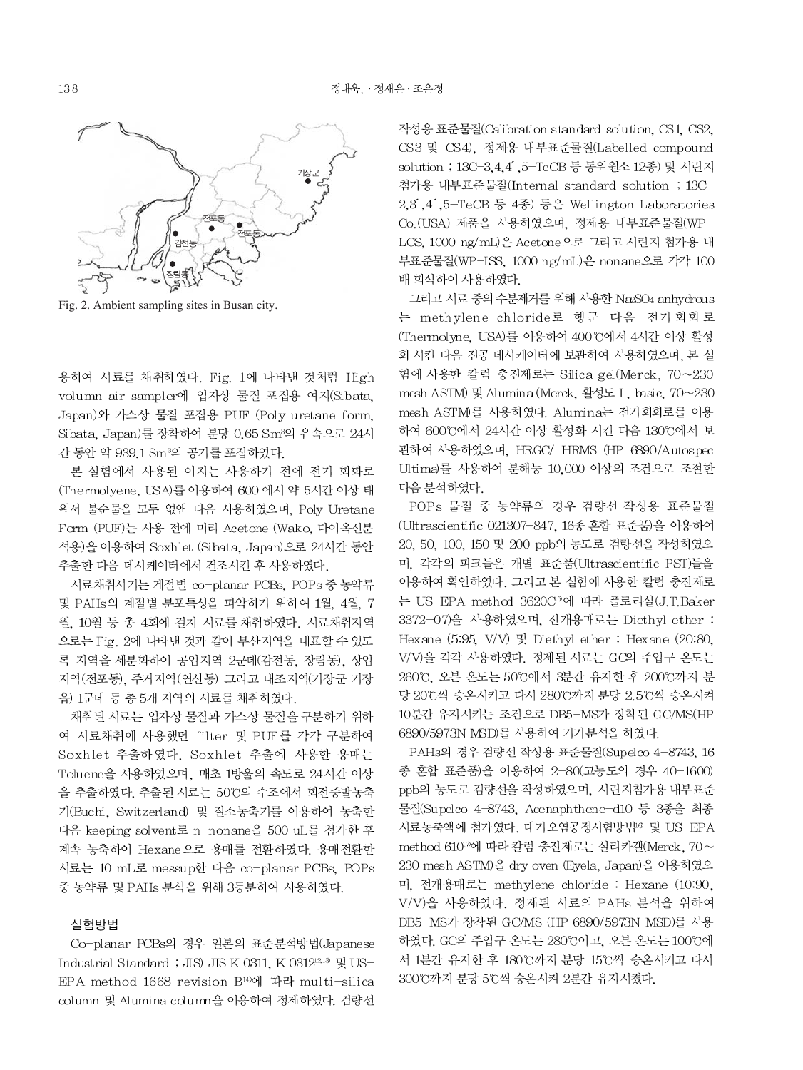Fig. 2. Ambient sampling sites in Busan city.

용하여 시료를 채취하였다. Fig. 1에 나타낸 것처럼 High volumn air sampler에 입자상 물질 포집용 여지(Sibata, Japan)와 가스상 물질 포집용 PUF (Poly uretane form, Sibata, Japan)를 장착하여 분당 0.65 $Sm^3$의 유속으로 24시간 동안 약 939.1 $Sm^3$의 공기를 포집하였다.

본 실험에서 사용된 여지는 사용하기 전에 전기 회화로(Thermolyene, USA)를 이용하여 600 에서 약 5시간 이상 태워서 불순물을 모두 없앤 다음 사용하였으며, Poly Uretane Form (PUF)는 사용 전에 미리 Acetone (Wako, 다이옥신분석용)을 이용하여 Soxhlet (Sibata, Japan)으로 24시간 동안 추출한 다음 데시케이터에서 건조시킨 후 사용하였다.

시료채취시기는 계절별 co-planar PCBs, POPs 중 농약류 및 PAHs의 계절별 분포특성을 파악하기 위하여 1월, 4월, 7월, 10월 등 총 4회에 걸쳐 시료를 채취하였다. 시료채취지역으로는 Fig. 2에 나타낸 것과 같이 부산지역을 대표할 수 있도록 지역을 세분화하여 공업지역 2군데(감전동, 장림동), 상업지역(전포동), 주거지역(연산동) 그리고 대조지역(기장군 기장읍) 1군데 등 총 5개 지역의 시료를 채취하였다.

채취된 시료는 입자상 물질과 가스상 물질을 구분하기 위하여 시료채취에 사용했던 filter 및 PUF를 각각 구분하여 Soxhlet 추출하였다. Soxhlet 추출에 사용한 용매는 Toluene을 사용하였으며, 매초 1방울의 속도로 24시간 이상을 추출하였다. 추출된 시료는 50℃의 수조에서 회전증발농축기(Buchi, Switzerland) 및 질소농축기를 이용하여 농축한 다음 keeping solvent로 n-nonane을 500 uL를 첨가한 후 계속 농축하여 Hexane으로 용매를 전환하였다. 용매전환한 시료는 10 mL로 messup한 다음 co-planar PCBs, POPs 중 농약류 및 PAHs 분석을 위해 3등분하여 사용하였다.

### 실험방법

Co-planar PCBs의 경우 일본의 표준분석방법(Japanese Industrial Standard ; JIS) JIS K 0311, K 0312[12,13] 및 US-EPA method 1668 revision B[14]에 따라 multi-silica column 및 Alumina column을 이용하여 정제하였다. 검량선 작성용 표준물질(Calibration standard solution, CS1, CS2, CS3 및 CS4), 정제용 내부표준물질(Labelled compound solution ; 13C-3,4,4´,5-TeCB 등 동위원소 12종) 및 시린지 첨가용 내부표준물질(Internal standard solution ; 13C-2,3´,4´,5-TeCB 등 4종) 등은 Wellington Laboratories Co.(USA) 제품을 사용하였으며, 정제용 내부표준물질(WP-LCS, 1000 ng/mL)은 Acetone으로 그리고 시린지 첨가용 내부표준물질(WP-ISS, 1000 ng/mL)은 nonane으로 각각 100배 희석하여 사용하였다.

그리고 시료 중의 수분제거를 위해 사용한 $Na_2SO_4$ anhydrous는 methylene chloride로 헹군 다음 전기회화로(Thermolyne, USA)를 이용하여 400℃에서 4시간 이상 활성화 시킨 다음 진공 데시케이터에 보관하여 사용하였으며, 본 실험에 사용한 칼럼 충진제로는 Silica gel(Merck, 70~230 mesh ASTM) 및 Alumina(Merck, 활성도 I, basic, 70~230 mesh ASTM)를 사용하였다. Alumina는 전기회화로를 이용하여 600℃에서 24시간 이상 활성화 시킨 다음 130℃에서 보관하여 사용하였으며, HRGC/ HRMS (HP 6890/Autospec Ultima)를 사용하여 분해능 10,000 이상의 조건으로 조절한 다음 분석하였다.

POPs 물질 중 농약류의 경우 검량선 작성용 표준물질(Ultrascientific 021307-847, 16종 혼합 표준품)을 이용하여 20, 50, 100, 150 및 200 ppb의 농도로 검량선을 작성하였으며, 각각의 피크들은 개별 표준품(Ultrascientific PST)들을 이용하여 확인하였다. 그리고 본 실험에 사용한 칼럼 충진제로는 US-EPA method 3620C[5]에 따라 플로리실(J.T.Baker 3372-07)을 사용하였으며, 전개용매로는 Diethyl ether : Hexane (5:95, V/V) 및 Diethyl ether : Hexane (20:80, V/V)을 각각 사용하였다. 정제된 시료는 GC의 주입구 온도는 260℃, 오븐 온도는 50℃에서 3분간 유지한 후 200℃까지 분당 20℃씩 승온시키고 다시 280℃까지 분당 2.5℃씩 승온시켜 10분간 유지시키는 조건으로 DB5-MS가 장착된 GC/MS(HP 6890/5973N MSD)를 사용하여 기기분석을 하였다.

PAHs의 경우 검량선 작성용 표준물질(Supelco 4-8743, 16종 혼합 표준품)을 이용하여 2-80(고농도의 경우 40-1600) ppb의 농도로 검량선을 작성하였으며, 시린지첨가용 내부표준물질(Supelco 4-8743, Acenaphthene-d10 등 3종을 최종 시료농축액에 첨가였다. 대기오염공정시험방법[16] 및 US-EPA method 610[7]에 따라 칼럼 충진제로는 실리카겔(Merck, 70~230 mesh ASTM)을 dry oven (Eyela, Japan)을 이용하였으며, 전개용매로는 methylene chloride : Hexane (10:90, V/V)을 사용하였다. 정제된 시료의 PAHs 분석을 위하여 DB5-MS가 장착된 GC/MS (HP 6890/5973N MSD)를 사용하였다. GC의 주입구 온도는 280℃이고, 오븐 온도는 100℃에서 1분간 유지한 후 180℃까지 분당 15℃씩 승온시키고 다시 300℃까지 분당 5℃씩 승온시켜 2분간 유지시켰다.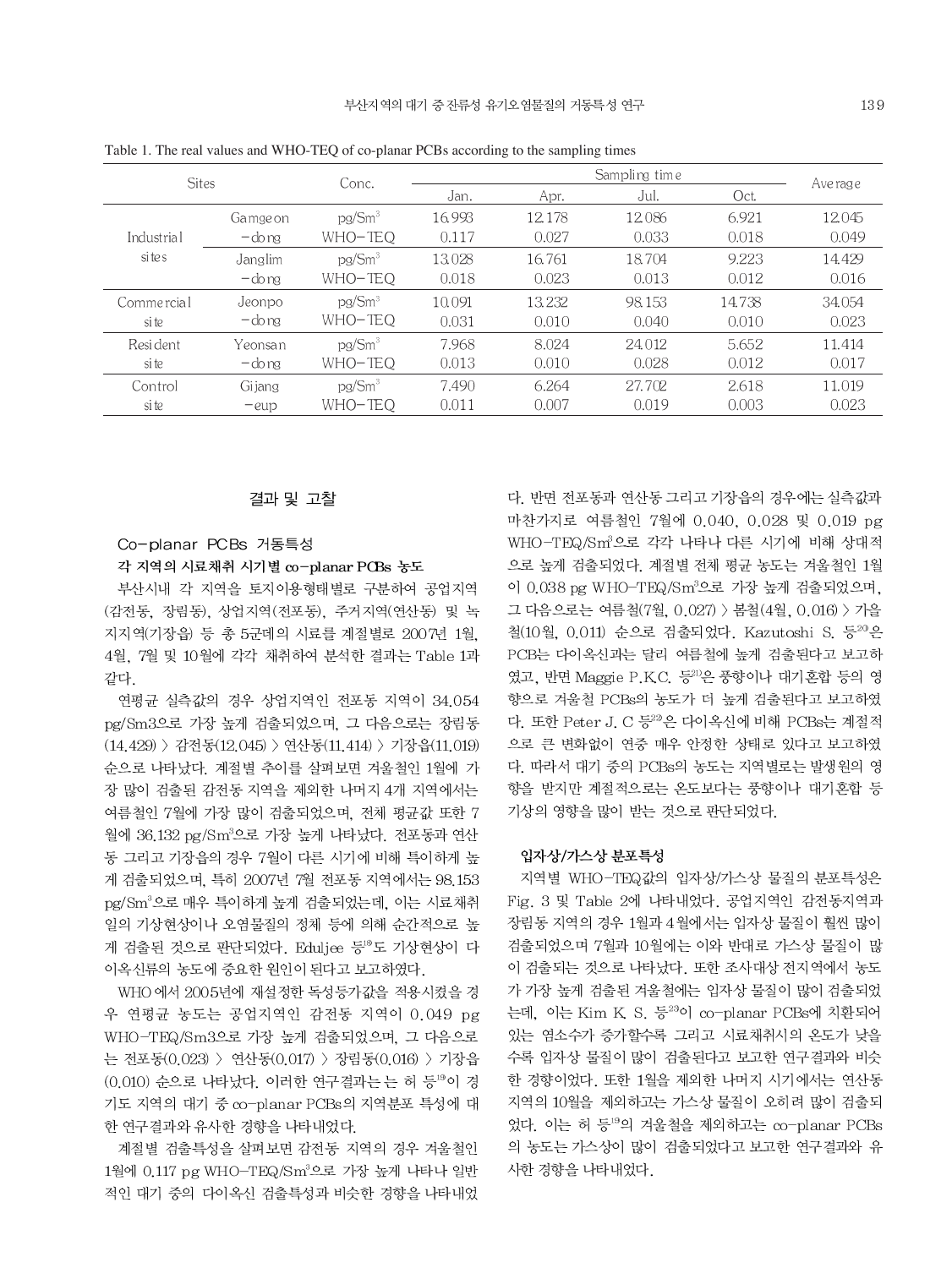Table 1. The real values and WHO-TEQ of co-planar PCBs according to the sampling times

| Sites | | Conc. | Sampling time | | | | Average |
|---|---|---|---|---|---|---|---|
| | | | Jan. | Apr. | Jul. | Oct. | |
| Industrial sites | Gamgeon-dong | pg/Sm$^3$ | 16.993 | 12.178 | 12.086 | 6.921 | 12.045 |
| | | WHO-TEQ | 0.117 | 0.027 | 0.033 | 0.018 | 0.049 |
| | Janglim-dong | pg/Sm$^3$ | 13.028 | 16.761 | 18.704 | 9.223 | 14.429 |
| | | WHO-TEQ | 0.018 | 0.023 | 0.013 | 0.012 | 0.016 |
| Commercial site | Jeonpo-dong | pg/Sm$^3$ | 10.091 | 13.232 | 98.153 | 14.738 | 34.054 |
| | | WHO-TEQ | 0.031 | 0.010 | 0.040 | 0.010 | 0.023 |
| Resident site | Yeonsan-dong | pg/Sm$^3$ | 7.968 | 8.024 | 24.012 | 5.652 | 11.414 |
| | | WHO-TEQ | 0.013 | 0.010 | 0.028 | 0.012 | 0.017 |
| Control site | Gijang-eup | pg/Sm$^3$ | 7.490 | 6.264 | 27.702 | 2.618 | 11.019 |
| | | WHO-TEQ | 0.011 | 0.007 | 0.019 | 0.003 | 0.023 |

## 결과 및 고찰

### Co-planar PCBs 거동특성

#### 각 지역의 시료채취 시기별 co-planar PCBs 농도

부산시내 각 지역을 토지이용형태별로 구분하여 공업지역(감전동, 장림동), 상업지역(전포동), 주거지역(연산동) 및 녹지지역(기장읍) 등 총 5군데의 시료를 계절별로 2007년 1월, 4월, 7월 및 10월에 각각 채취하여 분석한 결과는 Table 1과 같다.

연평균 실측값의 경우 상업지역인 전포동 지역이 34.054 pg/Sm3으로 가장 높게 검출되었으며, 그 다음으로는 장림동(14.429) > 감전동(12.045) > 연산동(11.414) > 기장읍(11.019) 순으로 나타났다. 계절별 추이를 살펴보면 겨울철인 1월에 가장 많이 검출된 감전동 지역을 제외한 나머지 4개 지역에서는 여름철인 7월에 가장 많이 검출되었으며, 전체 평균값 또한 7월에 36.132 pg/Sm$^3$으로 가장 높게 나타났다. 전포동과 연산동 그리고 기장읍의 경우 7월이 다른 시기에 비해 특이하게 높게 검출되었으며, 특히 2007년 7월 전포동 지역에서는 98.153 pg/Sm$^3$으로 매우 특이하게 높게 검출되었는데, 이는 시료채취일의 기상현상이나 오염물질의 정체 등에 의해 순간적으로 높게 검출된 것으로 판단되었다. Eduljee 등[19]도 기상현상이 다이옥신류의 농도에 중요한 원인이 된다고 보고하였다.

WHO에서 2005년에 재설정한 독성등가값을 적용시켰을 경우 연평균 농도는 공업지역인 감전동 지역이 0.049 pg WHO-TEQ/Sm3으로 가장 높게 검출되었으며, 그 다음으로는 전포동(0.023) > 연산동(0.017) > 장림동(0.016) > 기장읍(0.010) 순으로 나타났다. 이러한 연구결과는 는 허 등[19]이 경기도 지역의 대기 중 co-planar PCBs의 지역분포 특성에 대한 연구결과와 유사한 경향을 나타내었다.

계절별 검출특성을 살펴보면 감전동 지역의 경우 겨울철인 1월에 0.117 pg WHO-TEQ/Sm$^3$으로 가장 높게 나타나 일반적인 대기 중의 다이옥신 검출특성과 비슷한 경향을 나타내었다. 반면 전포동과 연산동 그리고 기장읍의 경우에는 실측값과 마찬가지로 여름철인 7월에 0.040, 0.028 및 0.019 pg WHO-TEQ/Sm$^3$으로 각각 나타나 다른 시기에 비해 상대적으로 높게 검출되었다. 계절별 전체 평균 농도는 겨울철인 1월이 0.038 pg WHO-TEQ/Sm$^3$으로 가장 높게 검출되었으며, 그 다음으로는 여름철(7월, 0.027) > 봄철(4월, 0.016) > 가을철(10월, 0.011) 순으로 검출되었다. Kazutoshi S. 등[20]은 PCB는 다이옥신과는 달리 여름철에 높게 검출된다고 보고하였고, 반면 Maggie P.K.C. 등[21]은 풍향이나 대기혼합 등의 영향으로 겨울철 PCBs의 농도가 더 높게 검출된다고 보고하였다. 또한 Peter J. C 등[22]은 다이옥신에 비해 PCBs는 계절적으로 큰 변화없이 연중 매우 안정한 상태로 있다고 보고하였다. 따라서 대기 중의 PCBs의 농도는 지역별로는 발생원의 영향을 받지만 계절적으로는 온도보다는 풍향이나 대기혼합 등 기상의 영향을 많이 받는 것으로 판단되었다.

#### 입자상/가스상 분포특성

지역별 WHO-TEQ값의 입자상/가스상 물질의 분포특성은 Fig. 3 및 Table 2에 나타내었다. 공업지역인 감전동지역과 장림동 지역의 경우 1월과 4월에서는 입자상 물질이 훨씬 많이 검출되었으며 7월과 10월에는 이와 반대로 가스상 물질이 많이 검출되는 것으로 나타났다. 또한 조사대상 전지역에서 농도가 가장 높게 검출된 겨울철에는 입자상 물질이 많이 검출되었는데, 이는 Kim K. S. 등[23]이 co-planar PCBs에 치환되어 있는 염소수가 증가할수록 그리고 시료채취시의 온도가 낮을수록 입자상 물질이 많이 검출된다고 보고한 연구결과와 비슷한 경향이었다. 또한 1월을 제외한 나머지 시기에서는 연산동 지역의 10월을 제외하고는 가스상 물질이 오히려 많이 검출되었다. 이는 허 등[19]의 겨울철을 제외하고는 co-planar PCBs의 농도는 가스상이 많이 검출되었다고 보고한 연구결과와 유사한 경향을 나타내었다.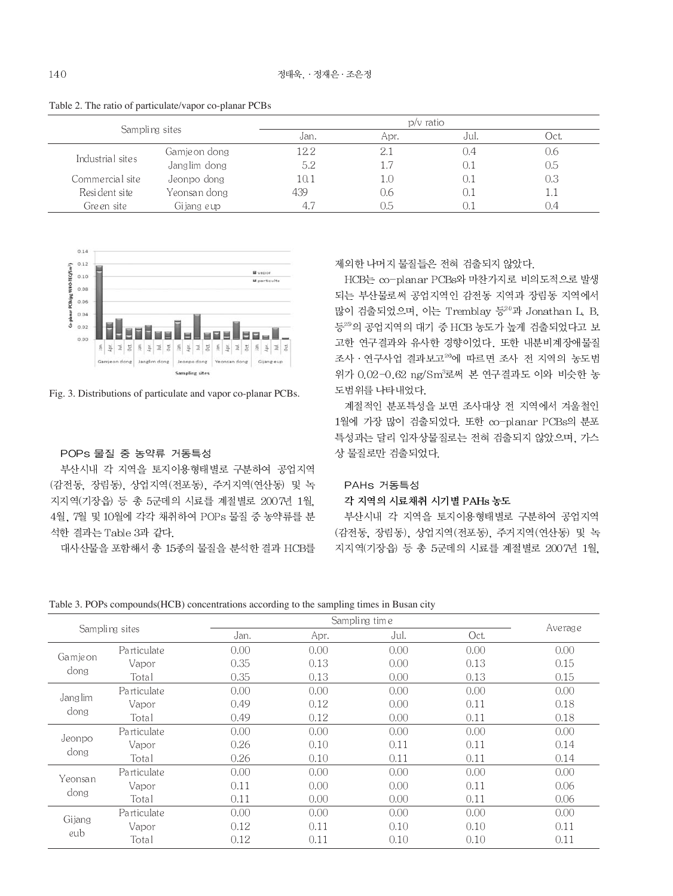Table 2. The ratio of particulate/vapor co-planar PCBs

| Sampling sites | | p/v ratio | | | |
|---|---|---|---|---|---|
| | | Jan. | Apr. | Jul. | Oct. |
| Industrial sites | Gamjeon dong | 12.2 | 2.1 | 0.4 | 0.6 |
| | Janglim dong | 5.2 | 1.7 | 0.1 | 0.5 |
| Commercial site | Jeonpo dong | 10.1 | 1.0 | 0.1 | 0.3 |
| Resident site | Yeonsan dong | 439 | 0.6 | 0.1 | 1.1 |
| Green site | Gijang eup | 4.7 | 0.5 | 0.1 | 0.4 |

Fig. 3. Distributions of particulate and vapor co-planar PCBs.

### POPs 물질 중 농약류 거동특성

부산시내 각 지역을 토지이용형태별로 구분하여 공업지역(감전동, 장림동), 상업지역(전포동), 주거지역(연산동) 및 녹지지역(기장읍) 등 총 5군데의 시료를 계절별로 2007년 1월, 4월, 7월 및 10월에 각각 채취하여 POPs 물질 중 농약류를 분석한 결과는 Table 3과 같다.

대사산물을 포함해서 총 15종의 물질을 분석한 결과 HCB를 제외한 나머지 물질들은 전혀 검출되지 않았다.

HCB는 co-planar PCBs와 마찬가지로 비의도적으로 발생되는 부산물로써 공업지역인 감전동 지역과 장림동 지역에서 많이 검출되었으며, 이는 Tremblay 등[24]과 Jonathan L. B. 등[25]의 공업지역의 대기 중 HCB 농도가 높게 검출되었다고 보고한 연구결과와 유사한 경향이었다. 또한 내분비계장애물질조사 · 연구사업 결과보고[26]에 따르면 조사 전 지역의 농도범위가 0.02-0.62 ng/Sm[3]로써 본 연구결과도 이와 비슷한 농도범위를 나타내었다.

계절적인 분포특성을 보면 조사대상 전 지역에서 겨울철인 1월에 가장 많이 검출되었다. 또한 co-planar PCBs의 분포특성과는 달리 입자상물질로는 전혀 검출되지 않았으며, 가스상 물질로만 검출되었다.

### PAHs 거동특성

#### 각 지역의 시료채취 시기별 PAHs 농도

부산시내 각 지역을 토지이용형태별로 구분하여 공업지역(감전동, 장림동), 상업지역(전포동), 주거지역(연산동) 및 녹지지역(기장읍) 등 총 5군데의 시료를 계절별로 2007년 1월,

Table 3. POPs compounds(HCB) concentrations according to the sampling times in Busan city

| Sampling sites | | Sampling time | | | | Average |
|---|---|---|---|---|---|---|
| | | Jan. | Apr. | Jul. | Oct. | |
| Gamjeon dong | Particulate | 0.00 | 0.00 | 0.00 | 0.00 | 0.00 |
| | Vapor | 0.35 | 0.13 | 0.00 | 0.13 | 0.15 |
| | Total | 0.35 | 0.13 | 0.00 | 0.13 | 0.15 |
| Janglim dong | Particulate | 0.00 | 0.00 | 0.00 | 0.00 | 0.00 |
| | Vapor | 0.49 | 0.12 | 0.00 | 0.11 | 0.18 |
| | Total | 0.49 | 0.12 | 0.00 | 0.11 | 0.18 |
| Jeonpo dong | Particulate | 0.00 | 0.00 | 0.00 | 0.00 | 0.00 |
| | Vapor | 0.26 | 0.10 | 0.11 | 0.11 | 0.14 |
| | Total | 0.26 | 0.10 | 0.11 | 0.11 | 0.14 |
| Yeonsan dong | Particulate | 0.00 | 0.00 | 0.00 | 0.00 | 0.00 |
| | Vapor | 0.11 | 0.00 | 0.00 | 0.11 | 0.06 |
| | Total | 0.11 | 0.00 | 0.00 | 0.11 | 0.06 |
| Gijang eub | Particulate | 0.00 | 0.00 | 0.00 | 0.00 | 0.00 |
| | Vapor | 0.12 | 0.11 | 0.10 | 0.10 | 0.11 |
| | Total | 0.12 | 0.11 | 0.10 | 0.10 | 0.11 |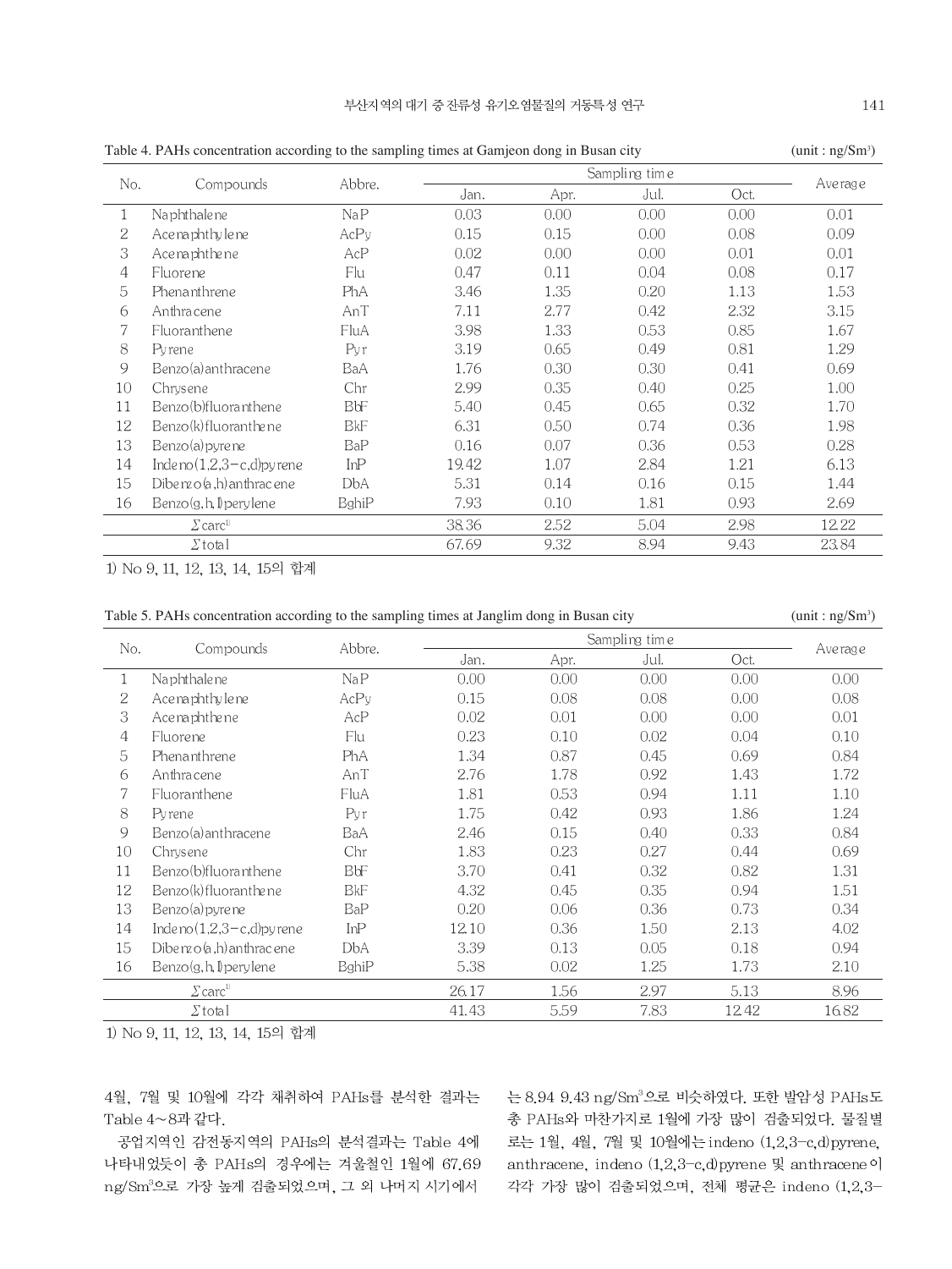Table 4. PAHs concentration according to the sampling times at Gamjeon dong in Busan city (unit : ng/Sm³)

| No. | Compounds | Abbre. | Sampling time | | | | Average |
|---|---|---|---|---|---|---|---|
| | | | Jan. | Apr. | Jul. | Oct. | |
| 1 | Naphthalene | NaP | 0.03 | 0.00 | 0.00 | 0.00 | 0.01 |
| 2 | Acenaphthylene | AcPy | 0.15 | 0.15 | 0.00 | 0.08 | 0.09 |
| 3 | Acenaphthene | AcP | 0.02 | 0.00 | 0.00 | 0.01 | 0.01 |
| 4 | Fluorene | Flu | 0.47 | 0.11 | 0.04 | 0.08 | 0.17 |
| 5 | Phenanthrene | PhA | 3.46 | 1.35 | 0.20 | 1.13 | 1.53 |
| 6 | Anthracene | AnT | 7.11 | 2.77 | 0.42 | 2.32 | 3.15 |
| 7 | Fluoranthene | FluA | 3.98 | 1.33 | 0.53 | 0.85 | 1.67 |
| 8 | Pyrene | Pyr | 3.19 | 0.65 | 0.49 | 0.81 | 1.29 |
| 9 | Benzo(a)anthracene | BaA | 1.76 | 0.30 | 0.30 | 0.41 | 0.69 |
| 10 | Chrysene | Chr | 2.99 | 0.35 | 0.40 | 0.25 | 1.00 |
| 11 | Benzo(b)fluoranthene | BbF | 5.40 | 0.45 | 0.65 | 0.32 | 1.70 |
| 12 | Benzo(k)fluoranthene | BkF | 6.31 | 0.50 | 0.74 | 0.36 | 1.98 |
| 13 | Benzo(a)pyrene | BaP | 0.16 | 0.07 | 0.36 | 0.53 | 0.28 |
| 14 | Indeno(1,2,3-c,d)pyrene | InP | 19.42 | 1.07 | 2.84 | 1.21 | 6.13 |
| 15 | Dibenzo(a,h)anthracene | DbA | 5.31 | 0.14 | 0.16 | 0.15 | 1.44 |
| 16 | Benzo(g,h,I)perylene | BghiP | 7.93 | 0.10 | 1.81 | 0.93 | 2.69 |
| | Σcarc[1] | | 38.36 | 2.52 | 5.04 | 2.98 | 12.22 |
| | Σtotal | | 67.69 | 9.32 | 8.94 | 9.43 | 23.84 |

1) No 9, 11, 12, 13, 14, 15의 합계

Table 5. PAHs concentration according to the sampling times at Janglim dong in Busan city (unit : ng/Sm³)

| No. | Compounds | Abbre. | Sampling time | | | | Average |
|---|---|---|---|---|---|---|---|
| | | | Jan. | Apr. | Jul. | Oct. | |
| 1 | Naphthalene | NaP | 0.00 | 0.00 | 0.00 | 0.00 | 0.00 |
| 2 | Acenaphthylene | AcPy | 0.15 | 0.08 | 0.08 | 0.00 | 0.08 |
| 3 | Acenaphthene | AcP | 0.02 | 0.01 | 0.00 | 0.00 | 0.01 |
| 4 | Fluorene | Flu | 0.23 | 0.10 | 0.02 | 0.04 | 0.10 |
| 5 | Phenanthrene | PhA | 1.34 | 0.87 | 0.45 | 0.69 | 0.84 |
| 6 | Anthracene | AnT | 2.76 | 1.78 | 0.92 | 1.43 | 1.72 |
| 7 | Fluoranthene | FluA | 1.81 | 0.53 | 0.94 | 1.11 | 1.10 |
| 8 | Pyrene | Pyr | 1.75 | 0.42 | 0.93 | 1.86 | 1.24 |
| 9 | Benzo(a)anthracene | BaA | 2.46 | 0.15 | 0.40 | 0.33 | 0.84 |
| 10 | Chrysene | Chr | 1.83 | 0.23 | 0.27 | 0.44 | 0.69 |
| 11 | Benzo(b)fluoranthene | BbF | 3.70 | 0.41 | 0.32 | 0.82 | 1.31 |
| 12 | Benzo(k)fluoranthene | BkF | 4.32 | 0.45 | 0.35 | 0.94 | 1.51 |
| 13 | Benzo(a)pyrene | BaP | 0.20 | 0.06 | 0.36 | 0.73 | 0.34 |
| 14 | Indeno(1,2,3-c,d)pyrene | InP | 12.10 | 0.36 | 1.50 | 2.13 | 4.02 |
| 15 | Dibenzo(a,h)anthracene | DbA | 3.39 | 0.13 | 0.05 | 0.18 | 0.94 |
| 16 | Benzo(g,h,I)perylene | BghiP | 5.38 | 0.02 | 1.25 | 1.73 | 2.10 |
| | Σcarc[1] | | 26.17 | 1.56 | 2.97 | 5.13 | 8.96 |
| | Σtotal | | 41.43 | 5.59 | 7.83 | 12.42 | 16.82 |

1) No 9, 11, 12, 13, 14, 15의 합계

4월, 7월 및 10월에 각각 채취하여 PAHs를 분석한 결과는 Table 4~8과 같다.

공업지역인 감전동지역의 PAHs의 분석결과는 Table 4에 나타내었듯이 총 PAHs의 경우에는 겨울철인 1월에 67.69 ng/Sm³으로 가장 높게 검출되었으며, 그 외 나머지 시기에서는 8.94 9.43 ng/Sm³으로 비슷하였다. 또한 발암성 PAHs도 총 PAHs와 마찬가지로 1월에 가장 많이 검출되었다. 물질별로는 1월, 4월, 7월 및 10월에는 indeno (1,2,3-c,d)pyrene, anthracene, indeno (1,2,3-c,d)pyrene 및 anthracene이 각각 가장 많이 검출되었으며, 전체 평균은 indeno (1,2,3-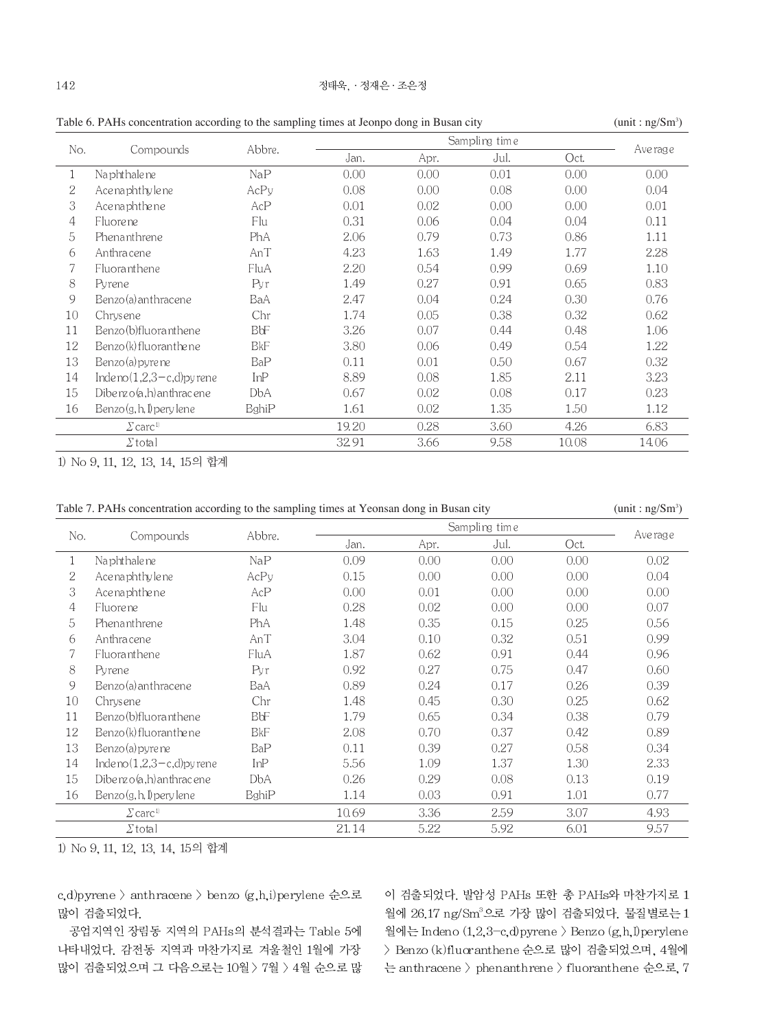Table 6. PAHs concentration according to the sampling times at Jeonpo dong in Busan city (unit : $ng/Sm^3$)

| No. | Compounds | Abbre. | Sampling time | | | | Average |
|---|---|---|---|---|---|---|---|
| | | | Jan. | Apr. | Jul. | Oct. | |
| 1 | Naphthalene | NaP | 0.00 | 0.00 | 0.01 | 0.00 | 0.00 |
| 2 | Acenaphthylene | AcPy | 0.08 | 0.00 | 0.08 | 0.00 | 0.04 |
| 3 | Acenaphthene | AcP | 0.01 | 0.02 | 0.00 | 0.00 | 0.01 |
| 4 | Fluorene | Flu | 0.31 | 0.06 | 0.04 | 0.04 | 0.11 |
| 5 | Phenanthrene | PhA | 2.06 | 0.79 | 0.73 | 0.86 | 1.11 |
| 6 | Anthracene | AnT | 4.23 | 1.63 | 1.49 | 1.77 | 2.28 |
| 7 | Fluoranthene | FluA | 2.20 | 0.54 | 0.99 | 0.69 | 1.10 |
| 8 | Pyrene | Pyr | 1.49 | 0.27 | 0.91 | 0.65 | 0.83 |
| 9 | Benzo(a)anthracene | BaA | 2.47 | 0.04 | 0.24 | 0.30 | 0.76 |
| 10 | Chrysene | Chr | 1.74 | 0.05 | 0.38 | 0.32 | 0.62 |
| 11 | Benzo(b)fluoranthene | BbF | 3.26 | 0.07 | 0.44 | 0.48 | 1.06 |
| 12 | Benzo(k)fluoranthene | BkF | 3.80 | 0.06 | 0.49 | 0.54 | 1.22 |
| 13 | Benzo(a)pyrene | BaP | 0.11 | 0.01 | 0.50 | 0.67 | 0.32 |
| 14 | Indeno(1,2,3-c,d)pyrene | InP | 8.89 | 0.08 | 1.85 | 2.11 | 3.23 |
| 15 | Dibenzo(a,h)anthracene | DbA | 0.67 | 0.02 | 0.08 | 0.17 | 0.23 |
| 16 | Benzo(g,h,I)perylene | BghiP | 1.61 | 0.02 | 1.35 | 1.50 | 1.12 |
| | $\Sigma$carc[1] | | 19.20 | 0.28 | 3.60 | 4.26 | 6.83 |
| | $\Sigma$total | | 32.91 | 3.66 | 9.58 | 10.08 | 14.06 |

1) No 9, 11, 12, 13, 14, 15의 합계

Table 7. PAHs concentration according to the sampling times at Yeonsan dong in Busan city (unit : $ng/Sm^3$)

| No. | Compounds | Abbre. | Sampling time | | | | Average |
|---|---|---|---|---|---|---|---|
| | | | Jan. | Apr. | Jul. | Oct. | |
| 1 | Naphthalene | NaP | 0.09 | 0.00 | 0.00 | 0.00 | 0.02 |
| 2 | Acenaphthylene | AcPy | 0.15 | 0.00 | 0.00 | 0.00 | 0.04 |
| 3 | Acenaphthene | AcP | 0.00 | 0.01 | 0.00 | 0.00 | 0.00 |
| 4 | Fluorene | Flu | 0.28 | 0.02 | 0.00 | 0.00 | 0.07 |
| 5 | Phenanthrene | PhA | 1.48 | 0.35 | 0.15 | 0.25 | 0.56 |
| 6 | Anthracene | AnT | 3.04 | 0.10 | 0.32 | 0.51 | 0.99 |
| 7 | Fluoranthene | FluA | 1.87 | 0.62 | 0.91 | 0.44 | 0.96 |
| 8 | Pyrene | Pyr | 0.92 | 0.27 | 0.75 | 0.47 | 0.60 |
| 9 | Benzo(a)anthracene | BaA | 0.89 | 0.24 | 0.17 | 0.26 | 0.39 |
| 10 | Chrysene | Chr | 1.48 | 0.45 | 0.30 | 0.25 | 0.62 |
| 11 | Benzo(b)fluoranthene | BbF | 1.79 | 0.65 | 0.34 | 0.38 | 0.79 |
| 12 | Benzo(k)fluoranthene | BkF | 2.08 | 0.70 | 0.37 | 0.42 | 0.89 |
| 13 | Benzo(a)pyrene | BaP | 0.11 | 0.39 | 0.27 | 0.58 | 0.34 |
| 14 | Indeno(1,2,3-c,d)pyrene | InP | 5.56 | 1.09 | 1.37 | 1.30 | 2.33 |
| 15 | Dibenzo(a,h)anthracene | DbA | 0.26 | 0.29 | 0.08 | 0.13 | 0.19 |
| 16 | Benzo(g,h,I)perylene | BghiP | 1.14 | 0.03 | 0.91 | 1.01 | 0.77 |
| | $\Sigma$carc[1] | | 10.69 | 3.36 | 2.59 | 3.07 | 4.93 |
| | $\Sigma$total | | 21.14 | 5.22 | 5.92 | 6.01 | 9.57 |

1) No 9, 11, 12, 13, 14, 15의 합계

c,d)pyrene > anthracene > benzo (g,h,i)perylene 순으로 많이 검출되었다.

공업지역인 장림동 지역의 PAHs의 분석결과는 Table 5에 나타내었다. 감전동 지역과 마찬가지로 겨울철인 1월에 가장 많이 검출되었으며 그 다음으로는 10월 > 7월 > 4월 순으로 많이 검출되었다. 발암성 PAHs 또한 총 PAHs와 마찬가지로 1월에 26.17 $ng/Sm^3$으로 가장 많이 검출되었다. 물질별로는 1월에는 Indeno (1,2,3-c,d)pyrene > Benzo (g,h,I)perylene > Benzo (k)fluoranthene 순으로 많이 검출되었으며, 4월에는 anthracene > phenanthrene > fluoranthene 순으로, 7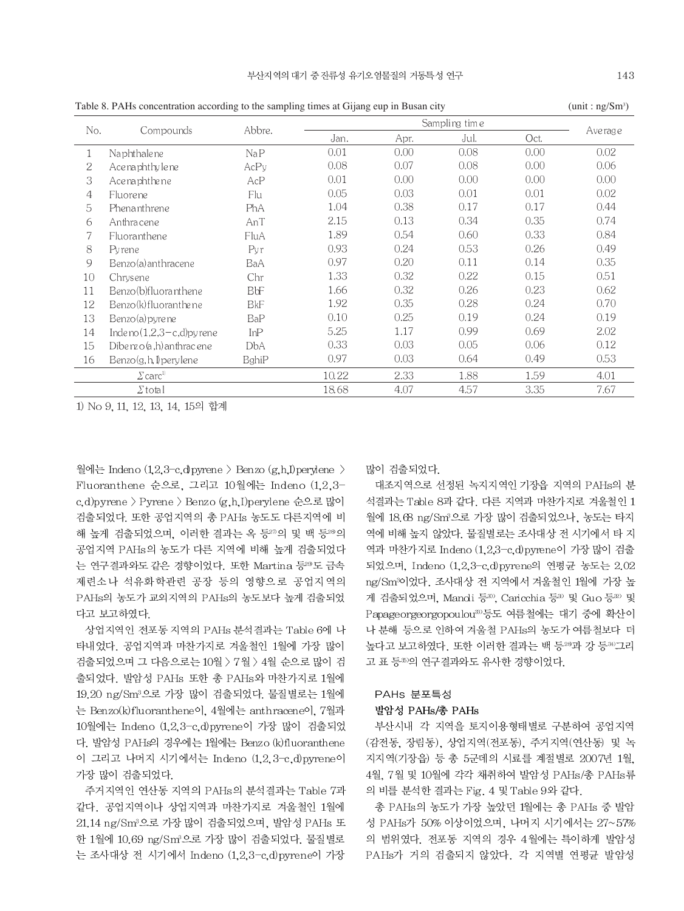Table 8. PAHs concentration according to the sampling times at Gijang eup in Busan city (unit : ng/Sm³)

| No. | Compounds | Abbre. | Sampling time | | | | Average |
|---|---|---|---|---|---|---|---|
| | | | Jan. | Apr. | Jul. | Oct. | |
| 1 | Naphthalene | NaP | 0.01 | 0.00 | 0.08 | 0.00 | 0.02 |
| 2 | Acenaphthylene | AcPy | 0.08 | 0.07 | 0.08 | 0.00 | 0.06 |
| 3 | Acenaphthene | AcP | 0.01 | 0.00 | 0.00 | 0.00 | 0.00 |
| 4 | Fluorene | Flu | 0.05 | 0.03 | 0.01 | 0.01 | 0.02 |
| 5 | Phenanthrene | PhA | 1.04 | 0.38 | 0.17 | 0.17 | 0.44 |
| 6 | Anthracene | AnT | 2.15 | 0.13 | 0.34 | 0.35 | 0.74 |
| 7 | Fluoranthene | FluA | 1.89 | 0.54 | 0.60 | 0.33 | 0.84 |
| 8 | Pyrene | Pyr | 0.93 | 0.24 | 0.53 | 0.26 | 0.49 |
| 9 | Benzo(a)anthracene | BaA | 0.97 | 0.20 | 0.11 | 0.14 | 0.35 |
| 10 | Chrysene | Chr | 1.33 | 0.32 | 0.22 | 0.15 | 0.51 |
| 11 | Benzo(b)fluoranthene | BbF | 1.66 | 0.32 | 0.26 | 0.23 | 0.62 |
| 12 | Benzo(k)fluoranthene | BkF | 1.92 | 0.35 | 0.28 | 0.24 | 0.70 |
| 13 | Benzo(a)pyrene | BaP | 0.10 | 0.25 | 0.19 | 0.24 | 0.19 |
| 14 | Indeno(1,2,3-c,d)pyrene | InP | 5.25 | 1.17 | 0.99 | 0.69 | 2.02 |
| 15 | Dibenzo(a,h)anthracene | DbA | 0.33 | 0.03 | 0.05 | 0.06 | 0.12 |
| 16 | Benzo(g,h,I)perylene | BghiP | 0.97 | 0.03 | 0.64 | 0.49 | 0.53 |
| | $\Sigma$carc[1] | | 10.22 | 2.33 | 1.88 | 1.59 | 4.01 |
| | $\Sigma$total | | 18.68 | 4.07 | 4.57 | 3.35 | 7.67 |

1) No 9, 11, 12, 13, 14, 15의 합계

월에는 Indeno (1,2,3-c,d)pyrene > Benzo (g,h,I)perylene > Fluoranthene 순으로, 그리고 10월에는 Indeno (1,2,3-c,d)pyrene > Pyrene > Benzo (g,h,I)perylene 순으로 많이 검출되었다. 또한 공업지역의 총 PAHs 농도도 다른지역에 비해 높게 검출되었으며, 이러한 결과는 옥 등[27]의 및 백 등[28]의 공업지역 PAHs의 농도가 다른 지역에 비해 높게 검출되었다는 연구결과와도 같은 경향이었다. 또한 Martina 등[29]도 금속 제련소나 석유화학관련 공장 등의 영향으로 공업지역의 PAHs의 농도가 교외지역의 PAHs의 농도보다 높게 검출되었다고 보고하였다.

상업지역인 전포동 지역의 PAHs 분석결과는 Table 6에 나타내었다. 공업지역과 마찬가지로 겨울철인 1월에 가장 많이 검출되었으며 그 다음으로는 10월 > 7월 > 4월 순으로 많이 검출되었다. 발암성 PAHs 또한 총 PAHs와 마찬가지로 1월에 19.20 ng/Sm³으로 가장 많이 검출되었다. 물질별로는 1월에는 Benzo(k)fluoranthene이, 4월에는 anthracene이, 7월과 10월에는 Indeno (1,2,3-c,d)pyrene이 가장 많이 검출되었다. 발암성 PAHs의 경우에는 1월에는 Benzo (k)fluoranthene이 그리고 나머지 시기에서는 Indeno (1,2,3-c,d)pyrene이 가장 많이 검출되었다.

주거지역인 연산동 지역의 PAHs의 분석결과는 Table 7과 같다. 공업지역이나 상업지역과 마찬가지로 겨울철인 1월에 21.14 ng/Sm³으로 가장 많이 검출되었으며, 발암성 PAHs 또한 1월에 10.69 ng/Sm³으로 가장 많이 검출되었다. 물질별로는 조사대상 전 시기에서 Indeno (1,2,3-c,d)pyrene이 가장 많이 검출되었다.

대조지역으로 선정된 녹지지역인 기장읍 지역의 PAHs의 분석결과는 Table 8과 같다. 다른 지역과 마찬가지로 겨울철인 1월에 18.68 ng/Sm³으로 가장 많이 검출되었으나, 농도는 타지역에 비해 높지 않았다. 물질별로는 조사대상 전 시기에서 타 지역과 마찬가지로 Indeno (1,2,3-c,d)pyrene이 가장 많이 검출되었으며, Indeno (1,2,3-c,d)pyrene의 연평균 농도는 2.02 ng/Sm³이었다. 조사대상 전 지역에서 겨울철인 1월에 가장 높게 검출되었으며, Mandi 등[30], Caricchia 등[31] 및 Guo 등[32] 및 Papageorgeorgopoulou[33]등도 여름철에는 대기 중에 확산이나 분해 등으로 인하여 겨울철 PAHs의 농도가 여름철보다 더 높다고 보고하였다. 또한 이러한 결과는 백 등[28]과 강 등[34]그리고 표 등[35]의 연구결과와도 유사한 경향이었다.

### PAHs 분포특성

#### 발암성 PAHs/총 PAHs

부산시내 각 지역을 토지이용형태별로 구분하여 공업지역(감전동, 장림동), 상업지역(전포동), 주거지역(연산동) 및 녹지지역(기장읍) 등 총 5군데의 시료를 계절별로 2007년 1월, 4월, 7월 및 10월에 각각 채취하여 발암성 PAHs/총 PAHs류의 비를 분석한 결과는 Fig. 4 및 Table 9와 같다.

총 PAHs의 농도가 가장 높았던 1월에는 총 PAHs 중 발암성 PAHs가 50% 이상이었으며, 나머지 시기에서는 27~57%의 범위였다. 전포동 지역의 경우 4월에는 특이하게 발암성 PAHs가 거의 검출되지 않았다. 각 지역별 연평균 발암성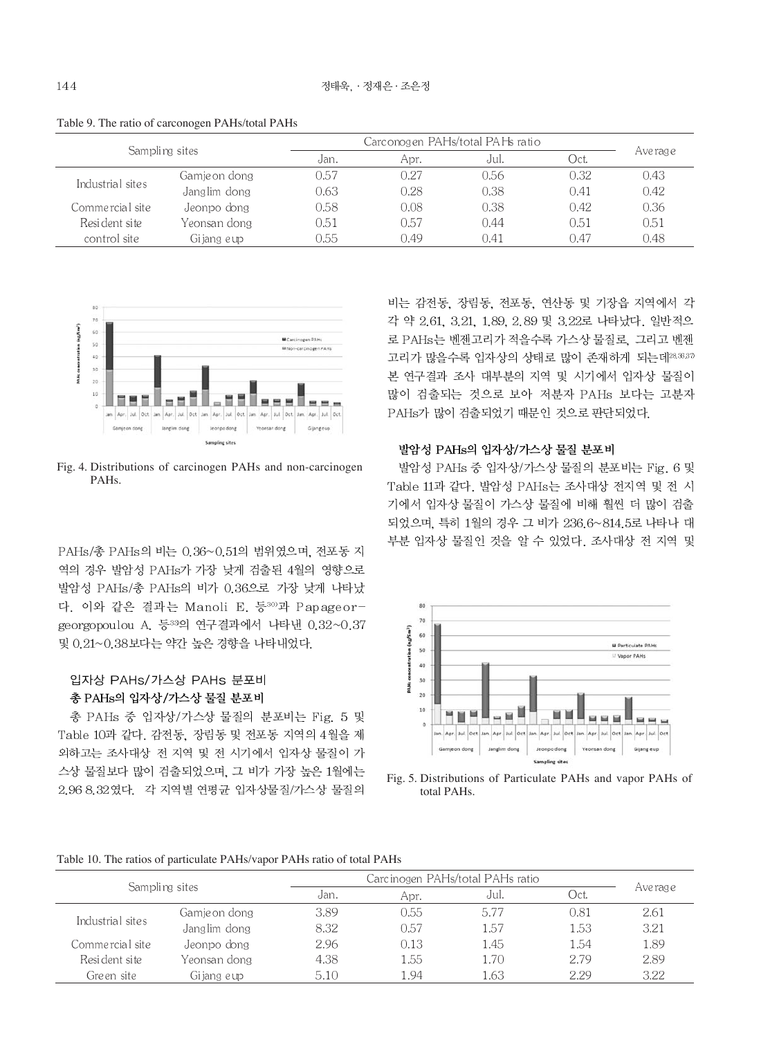Table 9. The ratio of carconogen PAHs/total PAHs

| Sampling sites | | Carconogen PAHs/total PAHs ratio | | | | Average |
|---|---|---|---|---|---|---|
| | | Jan. | Apr. | Jul. | Oct. | |
| Industrial sites | Gamjeon dong | 0.57 | 0.27 | 0.56 | 0.32 | 0.43 |
| | Janglim dong | 0.63 | 0.28 | 0.38 | 0.41 | 0.42 |
| Commercial site | Jeonpo dong | 0.58 | 0.08 | 0.38 | 0.42 | 0.36 |
| Resident site | Yeonsan dong | 0.51 | 0.57 | 0.44 | 0.51 | 0.51 |
| control site | Gijang eup | 0.55 | 0.49 | 0.41 | 0.47 | 0.48 |

Fig. 4. Distributions of carcinogen PAHs and non-carcinogen PAHs.

PAHs/총 PAHs의 비는 0.36~0.51의 범위였으며, 전포동 지역의 경우 발암성 PAHs가 가장 낮게 검출된 4월의 영향으로 발암성 PAHs/총 PAHs의 비가 0.36으로 가장 낮게 나타났다. 이와 같은 결과는 Manoli E. 등[30]과 Papageorgeorgopoulou A. 등[33]의 연구결과에서 나타낸 0.32~0.37 및 0.21~0.38보다는 약간 높은 경향을 나타내었다.

## 입자상 PAHs/가스상 PAHs 분포비

### 총 PAHs의 입자상/가스상 물질 분포비

총 PAHs 중 입자상/가스상 물질의 분포비는 Fig. 5 및 Table 10과 같다. 감전동, 장림동 및 전포동 지역의 4월을 제외하고는 조사대상 전 지역 및 전 시기에서 입자상 물질이 가스상 물질보다 많이 검출되었으며, 그 비가 가장 높은 1월에는 2.96 8.32였다. 각 지역별 연평균 입자상물질/가스상 물질의 비는 감전동, 장림동, 전포동, 연산동 및 기장읍 지역에서 각각 약 2.61, 3.21, 1.89, 2.89 및 3.22로 나타났다. 일반적으로 PAHs는 벤젠고리가 적을수록 가스상 물질로, 그리고 벤젠고리가 많을수록 입자상의 상태로 많이 존재하게 되는데[28,36,37] 본 연구결과 조사 대부분의 지역 및 시기에서 입자상 물질이 많이 검출되는 것으로 보아 저분자 PAHs 보다는 고분자 PAHs가 많이 검출되었기 때문인 것으로 판단되었다.

### 발암성 PAHs의 입자상/가스상 물질 분포비

발암성 PAHs 중 입자상/가스상 물질의 분포비는 Fig. 6 및 Table 11과 같다. 발암성 PAHs는 조사대상 전지역 및 전 시기에서 입자상 물질이 가스상 물질에 비해 훨씬 더 많이 검출되었으며, 특히 1월의 경우 그 비가 236.6~814.5로 나타나 대부분 입자상 물질인 것을 알 수 있었다. 조사대상 전 지역 및

Fig. 5. Distributions of Particulate PAHs and vapor PAHs of total PAHs.

Table 10. The ratios of particulate PAHs/vapor PAHs ratio of total PAHs

| Sampling sites | | Carcinogen PAHs/total PAHs ratio | | | | Average |
|---|---|---|---|---|---|---|
| | | Jan. | Apr. | Jul. | Oct. | |
| Industrial sites | Gamjeon dong | 3.89 | 0.55 | 5.77 | 0.81 | 2.61 |
| | Janglim dong | 8.32 | 0.57 | 1.57 | 1.53 | 3.21 |
| Commercial site | Jeonpo dong | 2.96 | 0.13 | 1.45 | 1.54 | 1.89 |
| Resident site | Yeonsan dong | 4.38 | 1.55 | 1.70 | 2.79 | 2.89 |
| Green site | Gijang eup | 5.10 | 1.94 | 1.63 | 2.29 | 3.22 |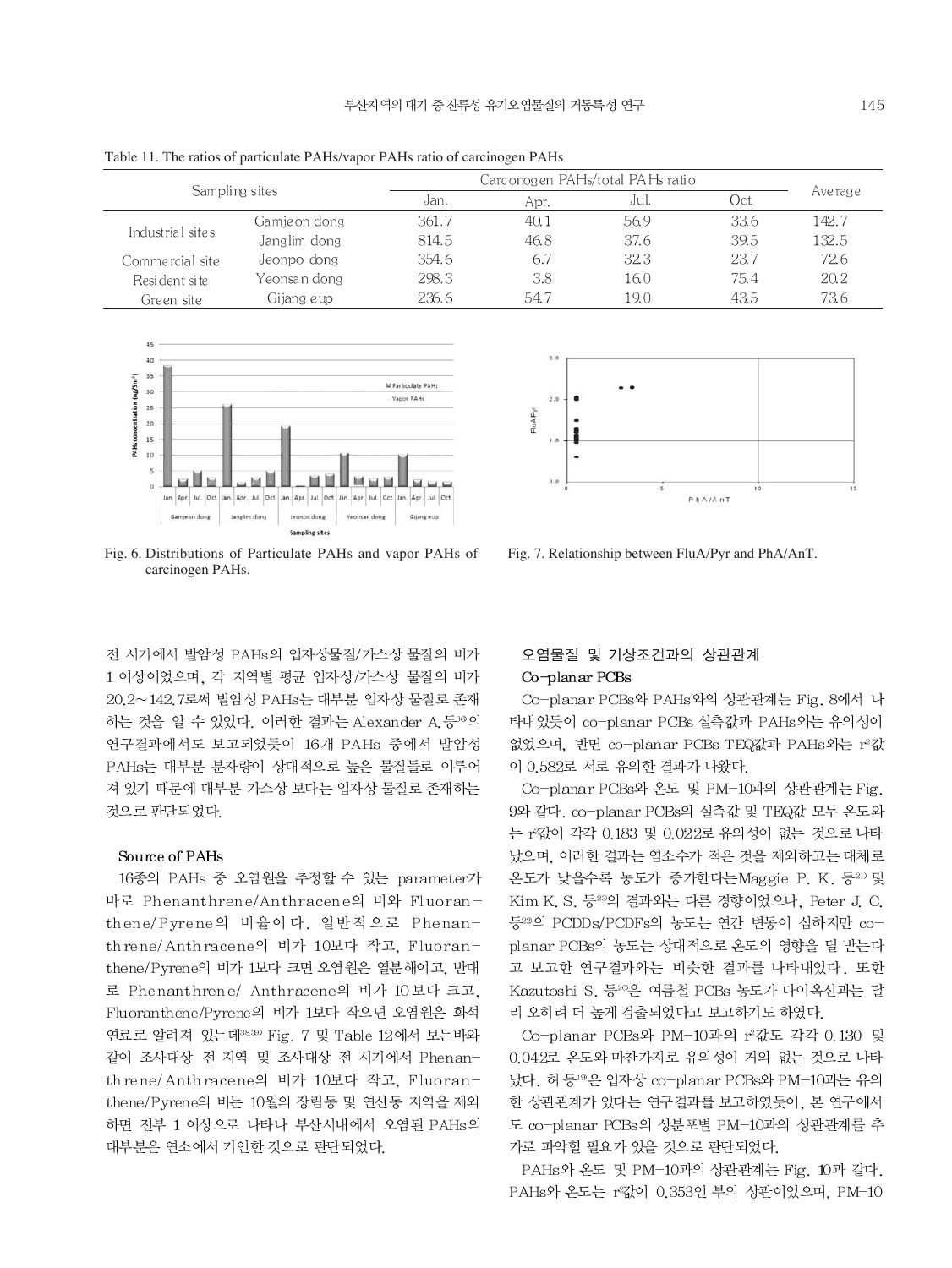Table 11. The ratios of particulate PAHs/vapor PAHs ratio of carcinogen PAHs

| Sampling sites | | Carconogen PAHs/total PAHs ratio | | | | Average |
|---|---|---|---|---|---|---|
| | | Jan. | Apr. | Jul. | Oct. | |
| Industrial sites | Gamjeon dong | 361.7 | 40.1 | 56.9 | 33.6 | 142.7 |
| | Janglim dong | 814.5 | 46.8 | 37.6 | 39.5 | 132.5 |
| Commercial site | Jeonpo dong | 354.6 | 6.7 | 32.3 | 23.7 | 72.6 |
| Resident site | Yeonsan dong | 298.3 | 3.8 | 16.0 | 75.4 | 20.2 |
| Green site | Gijang eup | 236.6 | 54.7 | 19.0 | 43.5 | 73.6 |

Fig. 6. Distributions of Particulate PAHs and vapor PAHs of carcinogen PAHs.

Fig. 7. Relationship between FluA/Pyr and PhA/AnT.

전 시기에서 발암성 PAHs의 입자상물질/가스상 물질의 비가 1 이상이었으며, 각 지역별 평균 입자상/가스상 물질의 비가 20.2~142.7로써 발암성 PAHs는 대부분 입자상 물질로 존재하는 것을 알 수 있었다. 이러한 결과는 Alexander A.등[36]의 연구결과에서도 보고되었듯이 16개 PAHs 중에서 발암성 PAHs는 대부분 분자량이 상대적으로 높은 물질들로 이루어져 있기 때문에 대부분 가스상 보다는 입자상 물질로 존재하는 것으로 판단되었다.

### Source of PAHs

16종의 PAHs 중 오염원을 추정할 수 있는 parameter가 바로 Phenanthrene/Anthracene의 비와 Fluoranthene/Pyrene의 비율이다. 일반적으로 Phenanthrene/Anthracene의 비가 10보다 작고, Fluoranthene/Pyrene의 비가 1보다 크면 오염원은 열분해이고, 반대로 Phenanthrene/ Anthracene의 비가 10보다 크고, Fluoranthene/Pyrene의 비가 1보다 작으면 오염원은 화석연료로 알려져 있는데[38,39] Fig. 7 및 Table 12에서 보는바와 같이 조사대상 전 지역 및 조사대상 전 시기에서 Phenanthrene/Anthracene의 비가 10보다 작고, Fluoranthene/Pyrene의 비는 10월의 장림동 및 연산동 지역을 제외하면 전부 1 이상으로 나타나 부산시내에서 오염된 PAHs의 대부분은 연소에서 기인한 것으로 판단되었다.

### 오염물질 및 기상조건과의 상관관계

#### Co-planar PCBs

Co-planar PCBs와 PAHs와의 상관관계는 Fig. 8에서 나타내었듯이 co-planar PCBs 실측값과 PAHs와는 유의성이 없었으며, 반면 co-planar PCBs TEQ값과 PAHs와는 $r^2$값이 0.582로 서로 유의한 결과가 나왔다.

Co-planar PCBs와 온도 및 PM-10과의 상관관계는 Fig. 9와 같다. co-planar PCBs의 실측값 및 TEQ값 모두 온도와는 $r^2$값이 각각 0.183 및 0.022로 유의성이 없는 것으로 나타났으며, 이러한 결과는 염소수가 적은 것을 제외하고는 대체로 온도가 낮을수록 농도가 증가한다는Maggie P. K. 등[21] 및 Kim K. S. 등[23]의 결과와는 다른 경향이었으나, Peter J. C. 등[22]의 PCDDs/PCDFs의 농도는 연간 변동이 심하지만 co-planar PCBs의 농도는 상대적으로 온도의 영향을 덜 받는다고 보고한 연구결과와는 비슷한 결과를 나타내었다. 또한 Kazutoshi S. 등[20]은 여름철 PCBs 농도가 다이옥신과는 달리 오히려 더 높게 검출되었다고 보고하기도 하였다.

Co-planar PCBs와 PM-10과의 $r^2$값도 각각 0.130 및 0.042로 온도와 마찬가지로 유의성이 거의 없는 것으로 나타났다. 허 등[19]은 입자상 co-planar PCBs와 PM-10과는 유의한 상관관계가 있다는 연구결과를 보고하였듯이, 본 연구에서도 co-planar PCBs의 상분포별 PM-10과의 상관관계를 추가로 파악할 필요가 있을 것으로 판단되었다.

PAHs와 온도 및 PM-10과의 상관관계는 Fig. 10과 같다. PAHs와 온도는 $r^2$값이 0.353인 부의 상관이었으며, PM-10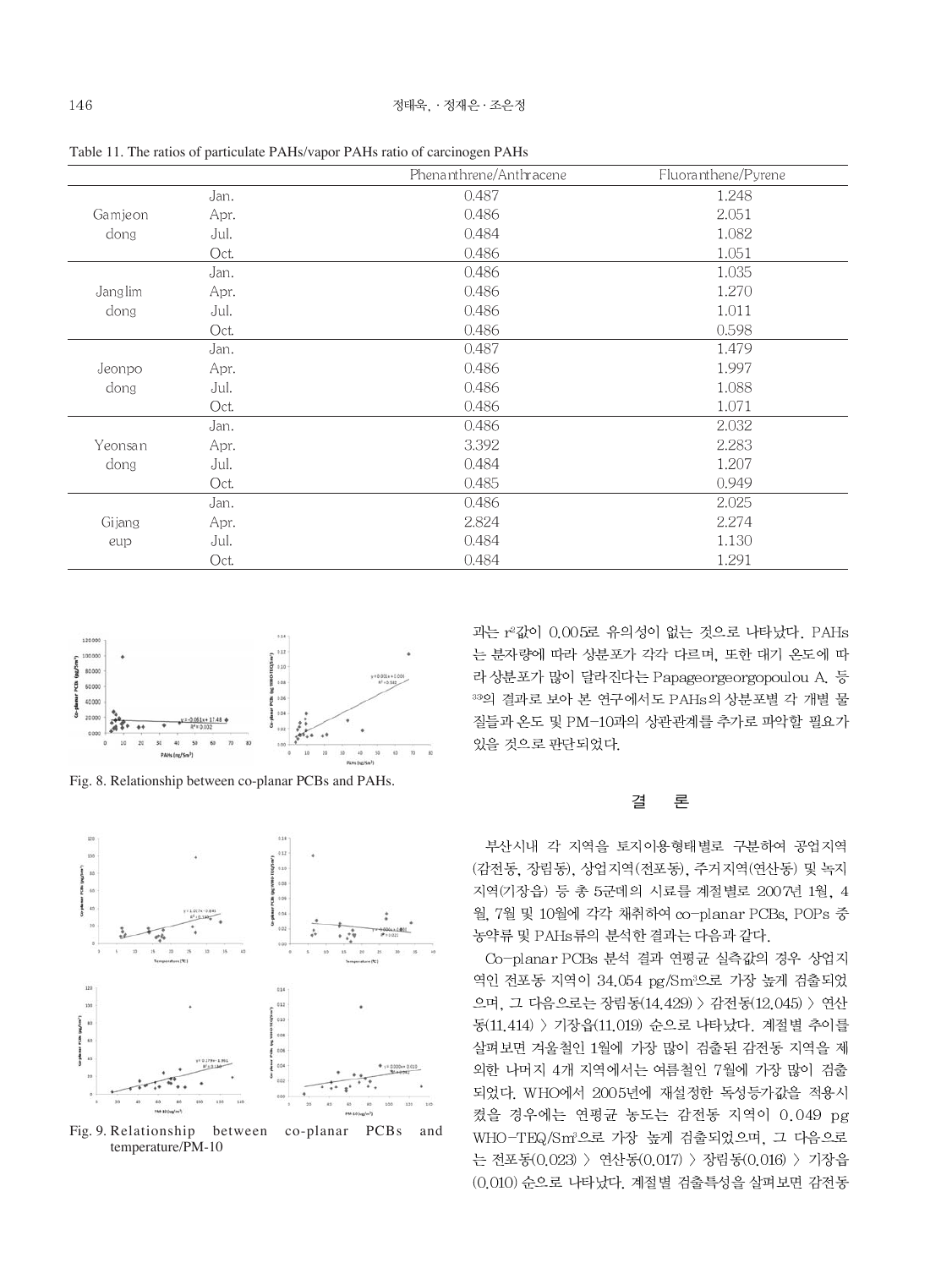Table 11. The ratios of particulate PAHs/vapor PAHs ratio of carcinogen PAHs

| | | Phenanthrene/Anthracene | Fluoranthene/Pyrene |
|---|---|---|---|
| Gamjeon dong | Jan. | 0.487 | 1.248 |
| | Apr. | 0.486 | 2.051 |
| | Jul. | 0.484 | 1.082 |
| | Oct. | 0.486 | 1.051 |
| Janglim dong | Jan. | 0.486 | 1.035 |
| | Apr. | 0.486 | 1.270 |
| | Jul. | 0.486 | 1.011 |
| | Oct. | 0.486 | 0.598 |
| Jeonpo dong | Jan. | 0.487 | 1.479 |
| | Apr. | 0.486 | 1.997 |
| | Jul. | 0.486 | 1.088 |
| | Oct. | 0.486 | 1.071 |
| Yeonsan dong | Jan. | 0.486 | 2.032 |
| | Apr. | 3.392 | 2.283 |
| | Jul. | 0.484 | 1.207 |
| | Oct. | 0.485 | 0.949 |
| Gijang eup | Jan. | 0.486 | 2.025 |
| | Apr. | 2.824 | 2.274 |
| | Jul. | 0.484 | 1.130 |
| | Oct. | 0.484 | 1.291 |

Fig. 8. Relationship between co-planar PCBs and PAHs.

Fig. 9. Relationship between co-planar PCBs and temperature/PM-10

과는 $r^2$값이 0.005로 유의성이 없는 것으로 나타났다. PAHs는 분자량에 따라 상분포가 각각 다르며, 또한 대기 온도에 따라 상분포가 많이 달라진다는 Papageorgeorgopoulou A. 등[33]의 결과로 보아 본 연구에서도 PAHs의 상분포별 각 개별 물질들과 온도 및 PM-10과의 상관관계를 추가로 파악할 필요가 있을 것으로 판단되었다.

## 결 론

부산시내 각 지역을 토지이용형태별로 구분하여 공업지역(감전동, 장림동), 상업지역(전포동), 주거지역(연산동) 및 녹지지역(기장읍) 등 총 5군데의 시료를 계절별로 2007년 1월, 4월, 7월 및 10월에 각각 채취하여 co-planar PCBs, POPs 중 농약류 및 PAHs류의 분석한 결과는 다음과 같다.

Co-planar PCBs 분석 결과 연평균 실측값의 경우 상업지역인 전포동 지역이 34.054 pg/Sm³으로 가장 높게 검출되었으며, 그 다음으로는 장림동(14.429) > 감전동(12.045) > 연산동(11.414) > 기장읍(11.019) 순으로 나타났다. 계절별 추이를 살펴보면 겨울철인 1월에 가장 많이 검출된 감전동 지역을 제외한 나머지 4개 지역에서는 여름철인 7월에 가장 많이 검출되었다. WHO에서 2005년에 재설정한 독성등가값을 적용시켰을 경우에는 연평균 농도는 감전동 지역이 0.049 pg WHO-TEQ/Sm³으로 가장 높게 검출되었으며, 그 다음으로는 전포동(0.023) > 연산동(0.017) > 장림동(0.016) > 기장읍(0.010) 순으로 나타났다. 계절별 검출특성을 살펴보면 감전동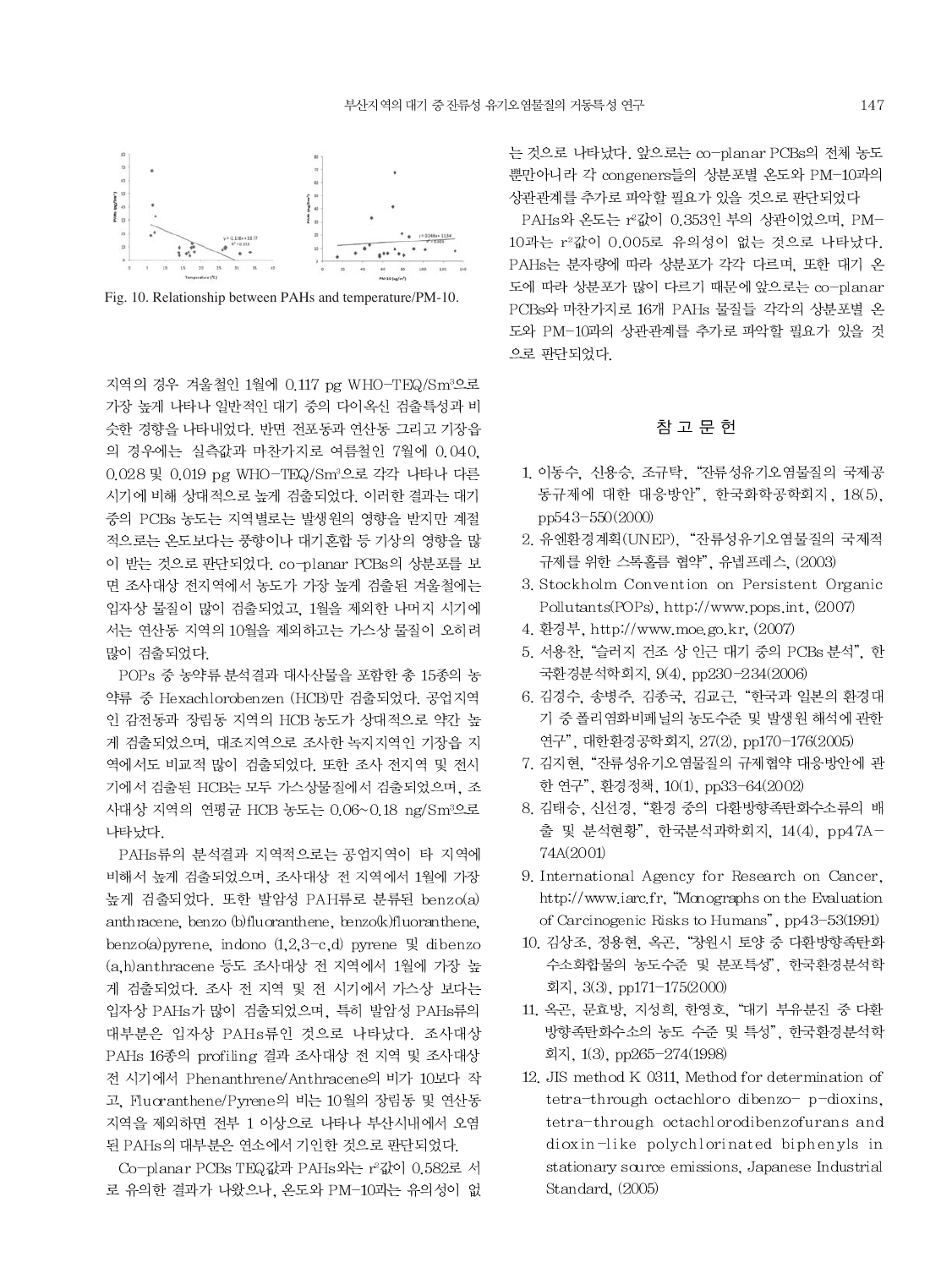Fig. 10. Relationship between PAHs and temperature/PM-10.

지역의 경우 겨울철인 1월에 0.117 pg WHO-TEQ/Sm$^3$으로 가장 높게 나타나 일반적인 대기 중의 다이옥신 검출특성과 비슷한 경향을 나타내었다. 반면 전포동과 연산동 그리고 기장읍의 경우에는 실측값과 마찬가지로 여름철인 7월에 0.040, 0.028 및 0.019 pg WHO-TEQ/Sm$^3$으로 각각 나타나 다른 시기에 비해 상대적으로 높게 검출되었다. 이러한 결과는 대기 중의 PCBs 농도는 지역별로는 발생원의 영향을 받지만 계절적으로는 온도보다는 풍향이나 대기혼합 등 기상의 영향을 많이 받는 것으로 판단되었다. co-planar PCBs의 상분포를 보면 조사대상 전지역에서 농도가 가장 높게 검출된 겨울철에는 입자상 물질이 많이 검출되었고, 1월을 제외한 나머지 시기에서는 연산동 지역의 10월을 제외하고는 가스상 물질이 오히려 많이 검출되었다.

POPs 중 농약류 분석결과 대사산물을 포함한 총 15종의 농약류 중 Hexachlorobenzen (HCB)만 검출되었다. 공업지역인 감전동과 장림동 지역의 HCB 농도가 상대적으로 약간 높게 검출되었으며, 대조지역으로 조사한 녹지지역인 기장읍 지역에서도 비교적 많이 검출되었다. 또한 조사 전지역 및 전시기에서 검출된 HCB는 모두 가스상물질에서 검출되었으며, 조사대상 지역의 연평균 HCB 농도는 0.06~0.18 ng/Sm$^3$으로 나타났다.

PAHs류의 분석결과 지역적으로는 공업지역이 타 지역에 비해서 높게 검출되었으며, 조사대상 전 지역에서 1월에 가장 높게 검출되었다. 또한 발암성 PAH류로 분류된 benzo(a) anthracene, benzo (b)fluoranthene, benzo(k)fluoranthene, benzo(a)pyrene, indono (1,2,3-c,d) pyrene 및 dibenzo (a,h)anthracene 등도 조사대상 전 지역에서 1월에 가장 높게 검출되었다. 조사 전 지역 및 전 시기에서 가스상 보다는 입자상 PAHs가 많이 검출되었으며, 특히 발암성 PAHs류의 대부분은 입자상 PAHs류인 것으로 나타났다. 조사대상 PAHs 16종의 profiling 결과 조사대상 전 지역 및 조사대상 전 시기에서 Phenanthrene/Anthracene의 비가 10보다 작고, Fluoranthene/Pyrene의 비는 10월의 장림동 및 연산동 지역을 제외하면 전부 1 이상으로 나타나 부산시내에서 오염된 PAHs의 대부분은 연소에서 기인한 것으로 판단되었다.

Co-planar PCBs TEQ값과 PAHs와는 $r^2$값이 0.582로 서로 유의한 결과가 나왔으나, 온도와 PM-10과는 유의성이 없는 것으로 나타났다. 앞으로는 co-planar PCBs의 전체 농도 뿐만아니라 각 congeners들의 상분포별 온도와 PM-10과의 상관관계를 추가로 파악할 필요가 있을 것으로 판단되었다

PAHs와 온도는 $r^2$값이 0.353인 부의 상관이었으며, PM-10과는 $r^2$값이 0.005로 유의성이 없는 것으로 나타났다. PAHs는 분자량에 따라 상분포가 각각 다르며, 또한 대기 온도에 따라 상분포가 많이 다르기 때문에 앞으로는 co-planar PCBs와 마찬가지로 16개 PAHs 물질들 각각의 상분포별 온도와 PM-10과의 상관관계를 추가로 파악할 필요가 있을 것으로 판단되었다.

## 참 고 문 헌

1. 이동수, 신용승, 조규탁, "잔류성유기오염물질의 국제공동규제에 대한 대응방안", 한국화학공학회지, 18(5), pp543-550(2000)
2. 유엔환경계획(UNEP), "잔류성유기오염물질의 국제적 규제를 위한 스톡홀름 협약", 유넵프레스, (2003)
3. Stockholm Convention on Persistent Organic Pollutants(POPs), http://www.pops.int, (2007)
4. 환경부, http://www.moe.go.kr, (2007)
5. 서용찬, "슬러지 건조 상 인근 대기 중의 PCBs 분석", 한국환경분석학회지, 9(4), pp230-234(2006)
6. 김경수, 송병주, 김종국, 김교근, "한국과 일본의 환경대기 중 폴리염화비페닐의 농도수준 및 발생원 해석에 관한 연구", 대한환경공학회지, 27(2), pp170-176(2005)
7. 김지현, "잔류성유기오염물질의 규제협약 대응방안에 관한 연구", 환경정책, 10(1), pp33-64(2002)
8. 김태승, 신선경, "환경 중의 다환방향족탄화수소류의 배출 및 분석현황", 한국분석과학회지, 14(4), pp47A-74A(2001)
9. International Agency for Research on Cancer, http://www.iarc.fr, "Monographs on the Evaluation of Carcinogenic Risks to Humans", pp43-53(1991)
10. 김상조, 정용현, 옥곤, "창원시 토양 중 다환방향족탄화수소화합물의 농도수준 및 분포특성", 한국환경분석학회지, 3(3), pp171-175(2000)
11. 옥곤, 문효방, 지성희, 한영호, "대기 부유분진 중 다환방향족탄화수소의 농도 수준 및 특성", 한국환경분석학회지, 1(3), pp265-274(1998)
12. JIS method K 0311, Method for determination of tetra-through octachloro dibenzo- p-dioxins, tetra-through octachlorodibenzofurans and dioxin-like polychlorinated biphenyls in stationary source emissions, Japanese Industrial Standard, (2005)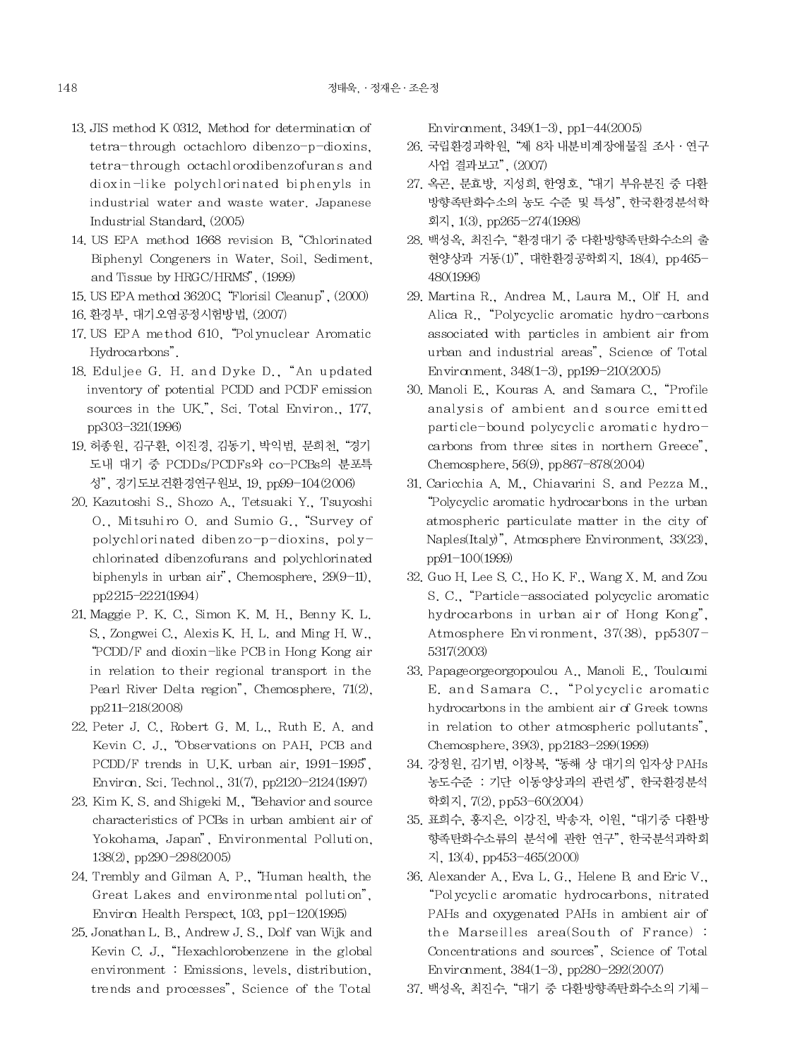13. JIS method K 0312, Method for determination of tetra-through octachloro dibenzo-p-dioxins, tetra-through octachlorodibenzofurans and dioxin-like polychlorinated biphenyls in industrial water and waste water. Japanese Industrial Standard, (2005)
14. US EPA method 1668 revision B, "Chlorinated Biphenyl Congeners in Water, Soil, Sediment, and Tissue by HRGC/HRMS", (1999)
15. US EPA method 3620C, "Florisil Cleanup", (2000)
16. 환경부, 대기오염공정시험방법, (2007)
17. US EPA method 610, "Polynuclear Aromatic Hydrocarbons".
18. Eduljee G. H. and Dyke D., "An updated inventory of potential PCDD and PCDF emission sources in the UK.", Sci. Total Environ., 177, pp303-321(1996)
19. 허종원, 김구환, 이진경, 김동기, 박익범, 문희천, "경기도내 대기 중 PCDDs/PCDFs와 co-PCBs의 분포특성", 경기도보건환경연구원보, 19, pp99-104(2006)
20. Kazutoshi S., Shozo A., Tetsuaki Y., Tsuyoshi O., Mitsuhiro O. and Sumio G., "Survey of polychlorinated dibenzo-p-dioxins, polychlorinated dibenzofurans and polychlorinated biphenyls in urban air", Chemosphere, 29(9-11), pp2215-2221(1994)
21. Maggie P. K. C., Simon K. M. H., Benny K. L. S., Zongwei C., Alexis K. H. L. and Ming H. W., "PCDD/F and dioxin-like PCB in Hong Kong air in relation to their regional transport in the Pearl River Delta region", Chemosphere, 71(2), pp211-218(2008)
22. Peter J. C., Robert G. M. L., Ruth E. A. and Kevin C. J., "Observations on PAH, PCB and PCDD/F trends in U.K. urban air, 1991-1995", Environ. Sci. Technol., 31(7), pp2120-2124(1997)
23. Kim K. S. and Shigeki M., "Behavior and source characteristics of PCBs in urban ambient air of Yokohama, Japan", Environmental Pollution, 138(2), pp290-298(2005)
24. Trembly and Gilman A. P., "Human health, the Great Lakes and environmental pollution", Environ Health Perspect, 103, pp1-120(1995)
25. Jonathan L. B., Andrew J. S., Dolf van Wijk and Kevin C. J., "Hexachlorobenzene in the global environment : Emissions, levels, distribution, trends and processes", Science of the Total Environment, 349(1-3), pp1-44(2005)
26. 국립환경과학원, "제 8차 내분비계장애물질 조사 · 연구 사업 결과보고", (2007)
27. 옥곤, 문효방, 지성희, 한영호, "대기 부유분진 중 다환방향족탄화수소의 농도 수준 및 특성", 한국환경분석학회지, 1(3), pp265-274(1998)
28. 백성옥, 최진수, "환경대기 중 다환방향족탄화수소의 출현양상과 거동(1)", 대한환경공학회지, 18(4), pp465-480(1996)
29. Martina R., Andrea M., Laura M., Olf H. and Alica R., "Polycyclic aromatic hydro-carbons associated with particles in ambient air from urban and industrial areas", Science of Total Environment, 348(1-3), pp199-210(2005)
30. Manoli E., Kouras A. and Samara C., "Profile analysis of ambient and source emitted particle-bound polycyclic aromatic hydrocarbons from three sites in northern Greece", Chemosphere, 56(9), pp867-878(2004)
31. Caricchia A. M., Chiavarini S. and Pezza M., "Polycyclic aromatic hydrocarbons in the urban atmospheric particulate matter in the city of Naples(Italy)", Atmosphere Environment, 33(23), pp91-100(1999)
32. Guo H, Lee S. C., Ho K. F., Wang X. M. and Zou S. C., "Particle-associated polycyclic aromatic hydrocarbons in urban air of Hong Kong", Atmosphere Environment, 37(38), pp5307-5317(2003)
33. Papageorgeorgopoulou A., Manoli E., Touloumi E. and Samara C., "Polycyclic aromatic hydrocarbons in the ambient air of Greek towns in relation to other atmospheric pollutants", Chemosphere, 39(3), pp2183-299(1999)
34. 강정원, 김기범, 이창복, "동해 상 대기의 입자상 PAHs 농도수준 : 기단 이동양상과의 관련성", 한국환경분석학회지, 7(2), pp53-60(2004)
35. 표희수, 홍지은, 이강진, 박송자, 이원, "대기중 다환방향족탄화수소류의 분석에 관한 연구", 한국분석과학회지, 13(4), pp453-465(2000)
36. Alexander A., Eva L. G., Helene B. and Eric V., "Polycyclic aromatic hydrocarbons, nitrated PAHs and oxygenated PAHs in ambient air of the Marseilles area(South of France) : Concentrations and sources", Science of Total Environment, 384(1-3), pp280-292(2007)
37. 백성옥, 최진수, "대기 중 다환방향족탄화수소의 기체-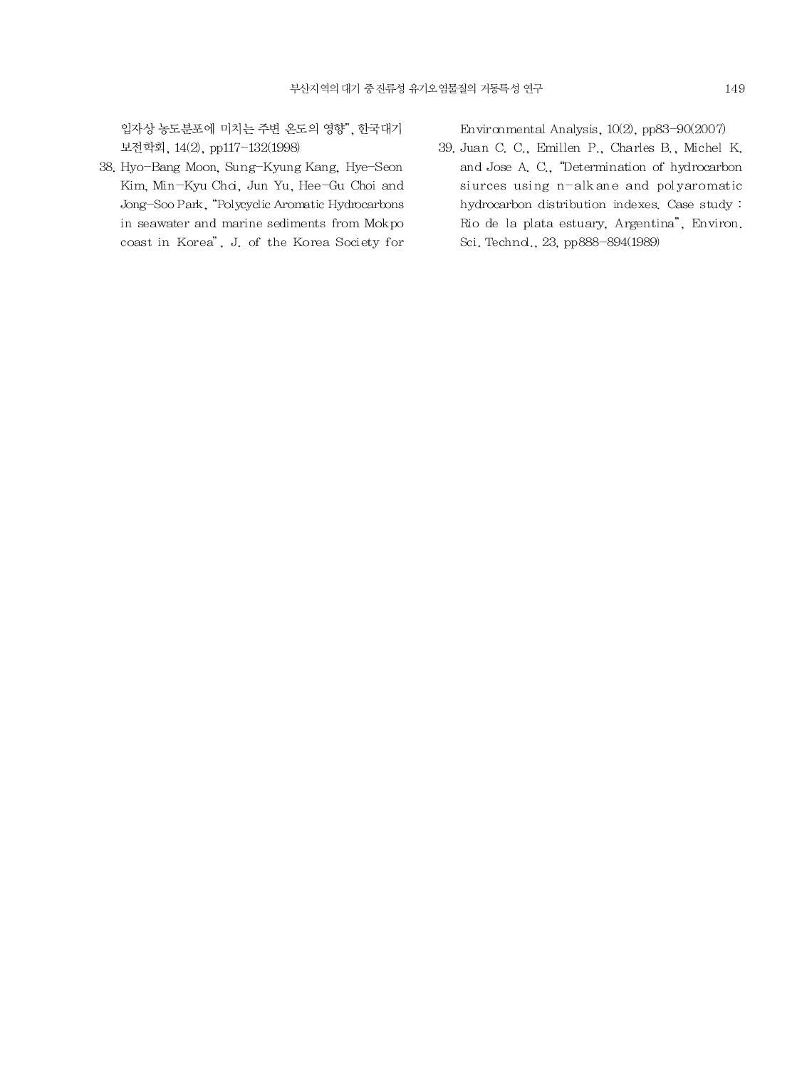입자상 농도분포에 미치는 주변 온도의 영향", 한국대기보전학회, 14(2), pp117-132(1998)

38. Hyo-Bang Moon, Sung-Kyung Kang, Hye-Seon Kim, Min-Kyu Choi, Jun Yu, Hee-Gu Choi and Jong-Soo Park, "Polycyclic Aromatic Hydrocarbons in seawater and marine sediments from Mokpo coast in Korea", J. of the Korea Society for Environmental Analysis, 10(2), pp83-90(2007)
39. Juan C. C., Emillen P., Charles B., Michel K. and Jose A. C., "Determination of hydrocarbon siurces using n-alkane and polyaromatic hydrocarbon distribution indexes. Case study : Rio de la plata estuary, Argentina", Environ. Sci. Technol., 23, pp888-894(1989)